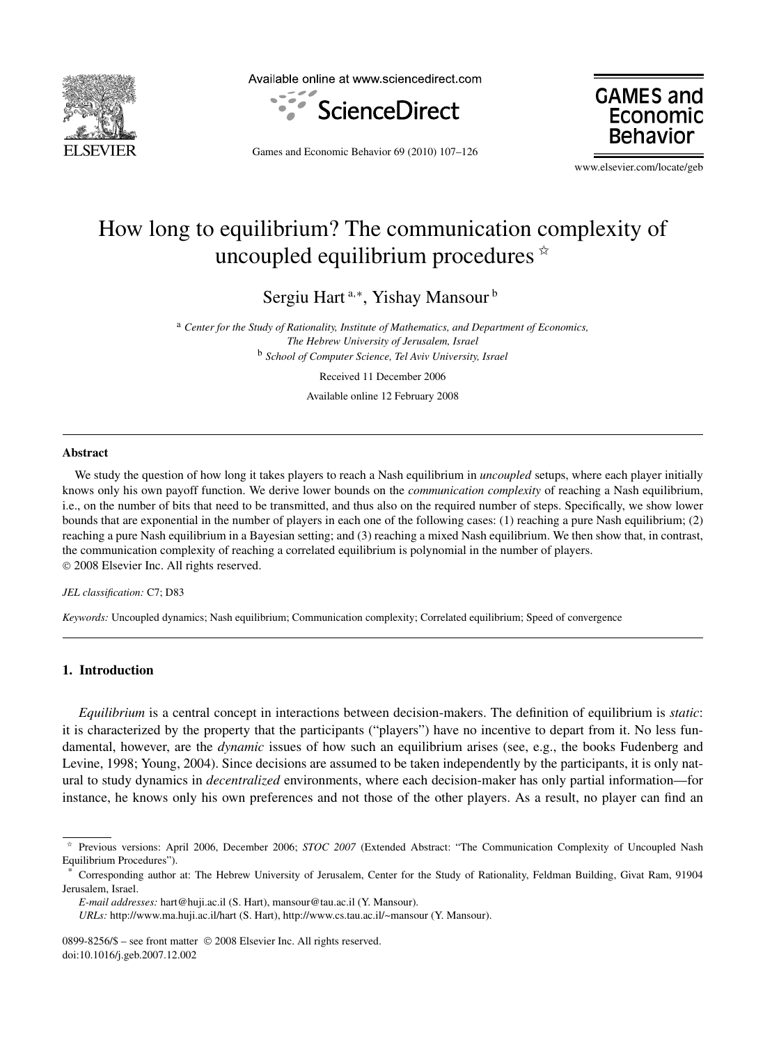# How long to equilibrium? The communication complexity of uncoupled equilibrium procedures ☆

Sergiu Hart [a,*], Yishay Mansour [b]

[a] *Center for the Study of Rationality, Institute of Mathematics, and Department of Economics, The Hebrew University of Jerusalem, Israel*

[b] *School of Computer Science, Tel Aviv University, Israel*

Received 11 December 2006

Available online 12 February 2008

## Abstract

We study the question of how long it takes players to reach a Nash equilibrium in *uncoupled* setups, where each player initially knows only his own payoff function. We derive lower bounds on the *communication complexity* of reaching a Nash equilibrium, i.e., on the number of bits that need to be transmitted, and thus also on the required number of steps. Specifically, we show lower bounds that are exponential in the number of players in each one of the following cases: (1) reaching a pure Nash equilibrium; (2) reaching a pure Nash equilibrium in a Bayesian setting; and (3) reaching a mixed Nash equilibrium. We then show that, in contrast, the communication complexity of reaching a correlated equilibrium is polynomial in the number of players.

© 2008 Elsevier Inc. All rights reserved.

*JEL classification:* C7; D83

*Keywords:* Uncoupled dynamics; Nash equilibrium; Communication complexity; Correlated equilibrium; Speed of convergence

## 1. Introduction

*Equilibrium* is a central concept in interactions between decision-makers. The definition of equilibrium is *static*: it is characterized by the property that the participants ("players") have no incentive to depart from it. No less fundamental, however, are the *dynamic* issues of how such an equilibrium arises (see, e.g., the books Fudenberg and Levine, 1998; Young, 2004). Since decisions are assumed to be taken independently by the participants, it is only natural to study dynamics in *decentralized* environments, where each decision-maker has only partial information—for instance, he knows only his own preferences and not those of the other players. As a result, no player can find an

☆ Previous versions: April 2006, December 2006; *STOC 2007* (Extended Abstract: "The Communication Complexity of Uncoupled Nash Equilibrium Procedures").

\* Corresponding author at: The Hebrew University of Jerusalem, Center for the Study of Rationality, Feldman Building, Givat Ram, 91904 Jerusalem, Israel.

*E-mail addresses:* hart@huji.ac.il (S. Hart), mansour@tau.ac.il (Y. Mansour).

*URLs:* http://www.ma.huji.ac.il/hart (S. Hart), http://www.cs.tau.ac.il/~mansour (Y. Mansour).

0899-8256/$ – see front matter © 2008 Elsevier Inc. All rights reserved.
doi:10.1016/j.geb.2007.12.002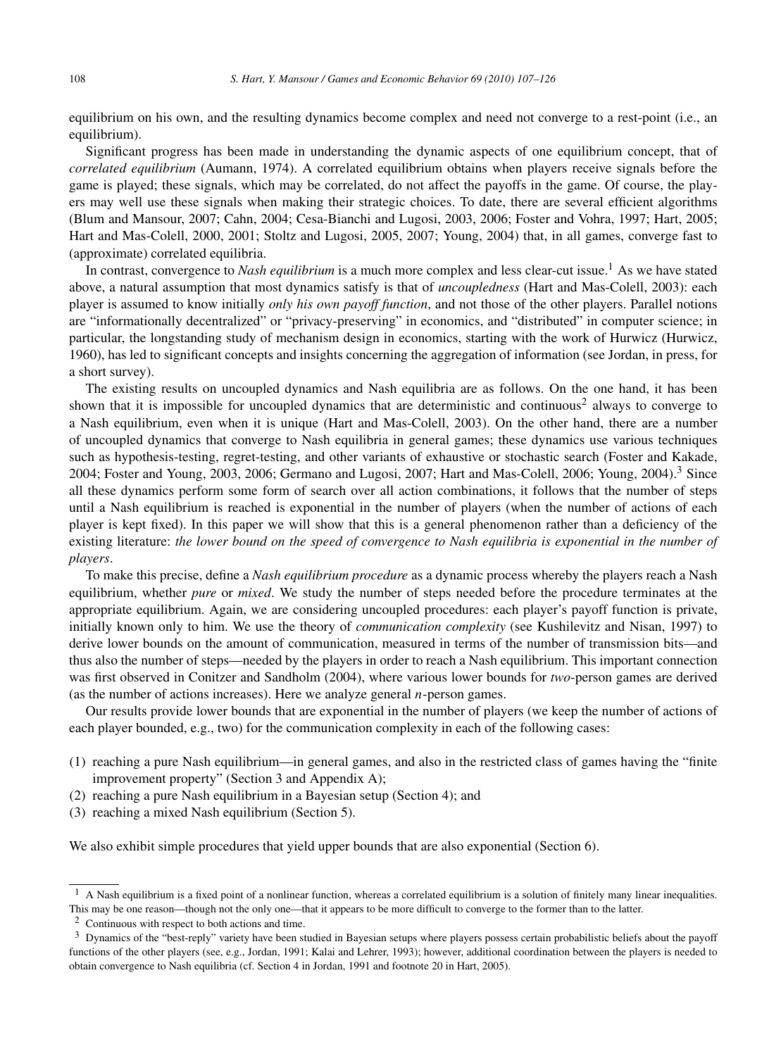equilibrium on his own, and the resulting dynamics become complex and need not converge to a rest-point (i.e., an equilibrium).

Significant progress has been made in understanding the dynamic aspects of one equilibrium concept, that of *correlated equilibrium* (Aumann, 1974). A correlated equilibrium obtains when players receive signals before the game is played; these signals, which may be correlated, do not affect the payoffs in the game. Of course, the players may well use these signals when making their strategic choices. To date, there are several efficient algorithms (Blum and Mansour, 2007; Cahn, 2004; Cesa-Bianchi and Lugosi, 2003, 2006; Foster and Vohra, 1997; Hart, 2005; Hart and Mas-Colell, 2000, 2001; Stoltz and Lugosi, 2005, 2007; Young, 2004) that, in all games, converge fast to (approximate) correlated equilibria.

In contrast, convergence to *Nash equilibrium* is a much more complex and less clear-cut issue.[1] As we have stated above, a natural assumption that most dynamics satisfy is that of *uncoupledness* (Hart and Mas-Colell, 2003): each player is assumed to know initially *only his own payoff function*, and not those of the other players. Parallel notions are "informationally decentralized" or "privacy-preserving" in economics, and "distributed" in computer science; in particular, the longstanding study of mechanism design in economics, starting with the work of Hurwicz (Hurwicz, 1960), has led to significant concepts and insights concerning the aggregation of information (see Jordan, in press, for a short survey).

The existing results on uncoupled dynamics and Nash equilibria are as follows. On the one hand, it has been shown that it is impossible for uncoupled dynamics that are deterministic and continuous[2] always to converge to a Nash equilibrium, even when it is unique (Hart and Mas-Colell, 2003). On the other hand, there are a number of uncoupled dynamics that converge to Nash equilibria in general games; these dynamics use various techniques such as hypothesis-testing, regret-testing, and other variants of exhaustive or stochastic search (Foster and Kakade, 2004; Foster and Young, 2003, 2006; Germano and Lugosi, 2007; Hart and Mas-Colell, 2006; Young, 2004).[3] Since all these dynamics perform some form of search over all action combinations, it follows that the number of steps until a Nash equilibrium is reached is exponential in the number of players (when the number of actions of each player is kept fixed). In this paper we will show that this is a general phenomenon rather than a deficiency of the existing literature: *the lower bound on the speed of convergence to Nash equilibria is exponential in the number of players*.

To make this precise, define a *Nash equilibrium procedure* as a dynamic process whereby the players reach a Nash equilibrium, whether *pure* or *mixed*. We study the number of steps needed before the procedure terminates at the appropriate equilibrium. Again, we are considering uncoupled procedures: each player's payoff function is private, initially known only to him. We use the theory of *communication complexity* (see Kushilevitz and Nisan, 1997) to derive lower bounds on the amount of communication, measured in terms of the number of transmission bits—and thus also the number of steps—needed by the players in order to reach a Nash equilibrium. This important connection was first observed in Conitzer and Sandholm (2004), where various lower bounds for *two*-person games are derived (as the number of actions increases). Here we analyze general $n$-person games.

Our results provide lower bounds that are exponential in the number of players (we keep the number of actions of each player bounded, e.g., two) for the communication complexity in each of the following cases:

(1) reaching a pure Nash equilibrium—in general games, and also in the restricted class of games having the "finite improvement property" (Section 3 and Appendix A);
(2) reaching a pure Nash equilibrium in a Bayesian setup (Section 4); and
(3) reaching a mixed Nash equilibrium (Section 5).

We also exhibit simple procedures that yield upper bounds that are also exponential (Section 6).

---

[1] A Nash equilibrium is a fixed point of a nonlinear function, whereas a correlated equilibrium is a solution of finitely many linear inequalities. This may be one reason—though not the only one—that it appears to be more difficult to converge to the former than to the latter.

[2] Continuous with respect to both actions and time.

[3] Dynamics of the "best-reply" variety have been studied in Bayesian setups where players possess certain probabilistic beliefs about the payoff functions of the other players (see, e.g., Jordan, 1991; Kalai and Lehrer, 1993); however, additional coordination between the players is needed to obtain convergence to Nash equilibria (cf. Section 4 in Jordan, 1991 and footnote 20 in Hart, 2005).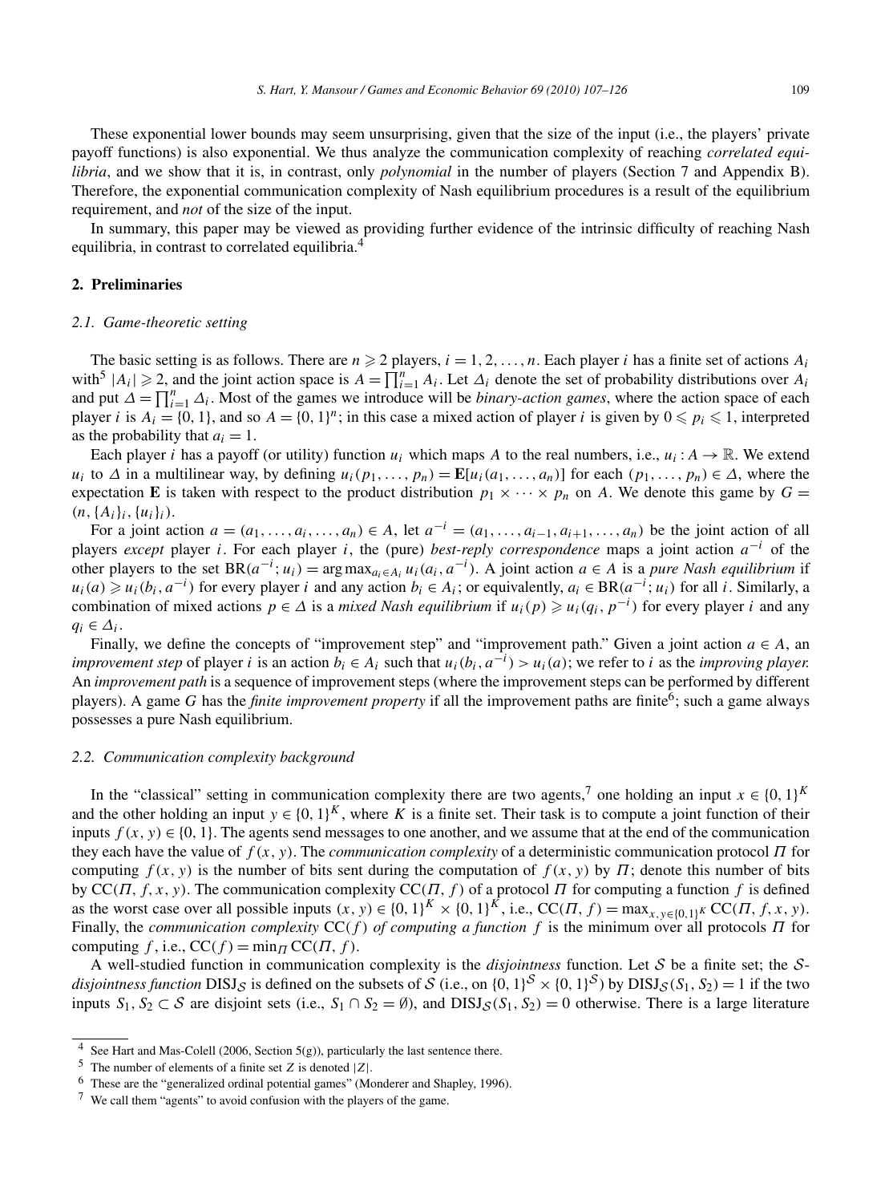These exponential lower bounds may seem unsurprising, given that the size of the input (i.e., the players' private payoff functions) is also exponential. We thus analyze the communication complexity of reaching *correlated equilibria*, and we show that it is, in contrast, only *polynomial* in the number of players (Section 7 and Appendix B). Therefore, the exponential communication complexity of Nash equilibrium procedures is a result of the equilibrium requirement, and *not* of the size of the input.

In summary, this paper may be viewed as providing further evidence of the intrinsic difficulty of reaching Nash equilibria, in contrast to correlated equilibria.[4]

## 2. Preliminaries

### 2.1. Game-theoretic setting

The basic setting is as follows. There are $n \geqslant 2$ players, $i = 1, 2, \ldots, n$. Each player $i$ has a finite set of actions $A_i$ with[5] $|A_i| \geqslant 2$, and the joint action space is $A = \prod_{i=1}^{n} A_i$. Let $\Delta_i$ denote the set of probability distributions over $A_i$ and put $\Delta = \prod_{i=1}^{n} \Delta_i$. Most of the games we introduce will be *binary-action games*, where the action space of each player $i$ is $A_i = \{0, 1\}$, and so $A = \{0, 1\}^n$; in this case a mixed action of player $i$ is given by $0 \leqslant p_i \leqslant 1$, interpreted as the probability that $a_i = 1$.

Each player $i$ has a payoff (or utility) function $u_i$ which maps $A$ to the real numbers, i.e., $u_i : A \to \mathbb{R}$. We extend $u_i$ to $\Delta$ in a multilinear way, by defining $u_i(p_1, \ldots, p_n) = \mathbf{E}[u_i(a_1, \ldots, a_n)]$ for each $(p_1, \ldots, p_n) \in \Delta$, where the expectation $\mathbf{E}$ is taken with respect to the product distribution $p_1 \times \cdots \times p_n$ on $A$. We denote this game by $G = (n, \{A_i\}_i, \{u_i\}_i)$.

For a joint action $a = (a_1, \ldots, a_i, \ldots, a_n) \in A$, let $a^{-i} = (a_1, \ldots, a_{i-1}, a_{i+1}, \ldots, a_n)$ be the joint action of all players *except* player $i$. For each player $i$, the (pure) *best-reply correspondence* maps a joint action $a^{-i}$ of the other players to the set $\mathrm{BR}(a^{-i}; u_i) = \arg\max_{a_i \in A_i} u_i(a_i, a^{-i})$. A joint action $a \in A$ is a *pure Nash equilibrium* if $u_i(a) \geqslant u_i(b_i, a^{-i})$ for every player $i$ and any action $b_i \in A_i$; or equivalently, $a_i \in \mathrm{BR}(a^{-i}; u_i)$ for all $i$. Similarly, a combination of mixed actions $p \in \Delta$ is a *mixed Nash equilibrium* if $u_i(p) \geqslant u_i(q_i, p^{-i})$ for every player $i$ and any $q_i \in \Delta_i$.

Finally, we define the concepts of "improvement step" and "improvement path." Given a joint action $a \in A$, an *improvement step* of player $i$ is an action $b_i \in A_i$ such that $u_i(b_i, a^{-i}) > u_i(a)$; we refer to $i$ as the *improving player.* An *improvement path* is a sequence of improvement steps (where the improvement steps can be performed by different players). A game $G$ has the *finite improvement property* if all the improvement paths are finite[6]; such a game always possesses a pure Nash equilibrium.

### 2.2. Communication complexity background

In the "classical" setting in communication complexity there are two agents,[7] one holding an input $x \in \{0, 1\}^K$ and the other holding an input $y \in \{0, 1\}^K$, where $K$ is a finite set. Their task is to compute a joint function of their inputs $f(x, y) \in \{0, 1\}$. The agents send messages to one another, and we assume that at the end of the communication they each have the value of $f(x, y)$. The *communication complexity* of a deterministic communication protocol $\Pi$ for computing $f(x, y)$ is the number of bits sent during the computation of $f(x, y)$ by $\Pi$; denote this number of bits by $\mathrm{CC}(\Pi, f, x, y)$. The communication complexity $\mathrm{CC}(\Pi, f)$ of a protocol $\Pi$ for computing a function $f$ is defined as the worst case over all possible inputs $(x, y) \in \{0, 1\}^K \times \{0, 1\}^K$, i.e., $\mathrm{CC}(\Pi, f) = \max_{x, y \in \{0,1\}^K} \mathrm{CC}(\Pi, f, x, y)$. Finally, the *communication complexity* $\mathrm{CC}(f)$ *of computing a function* $f$ is the minimum over all protocols $\Pi$ for computing $f$, i.e., $\mathrm{CC}(f) = \min_{\Pi} \mathrm{CC}(\Pi, f)$.

A well-studied function in communication complexity is the *disjointness* function. Let $\mathcal{S}$ be a finite set; the $\mathcal{S}$-*disjointness function* $\mathrm{DISJ}_{\mathcal{S}}$ is defined on the subsets of $\mathcal{S}$ (i.e., on $\{0, 1\}^{\mathcal{S}} \times \{0, 1\}^{\mathcal{S}}$) by $\mathrm{DISJ}_{\mathcal{S}}(S_1, S_2) = 1$ if the two inputs $S_1, S_2 \subset \mathcal{S}$ are disjoint sets (i.e., $S_1 \cap S_2 = \emptyset$), and $\mathrm{DISJ}_{\mathcal{S}}(S_1, S_2) = 0$ otherwise. There is a large literature

[4] See Hart and Mas-Colell (2006, Section 5(g)), particularly the last sentence there.

[5] The number of elements of a finite set $Z$ is denoted $|Z|$.

[6] These are the "generalized ordinal potential games" (Monderer and Shapley, 1996).

[7] We call them "agents" to avoid confusion with the players of the game.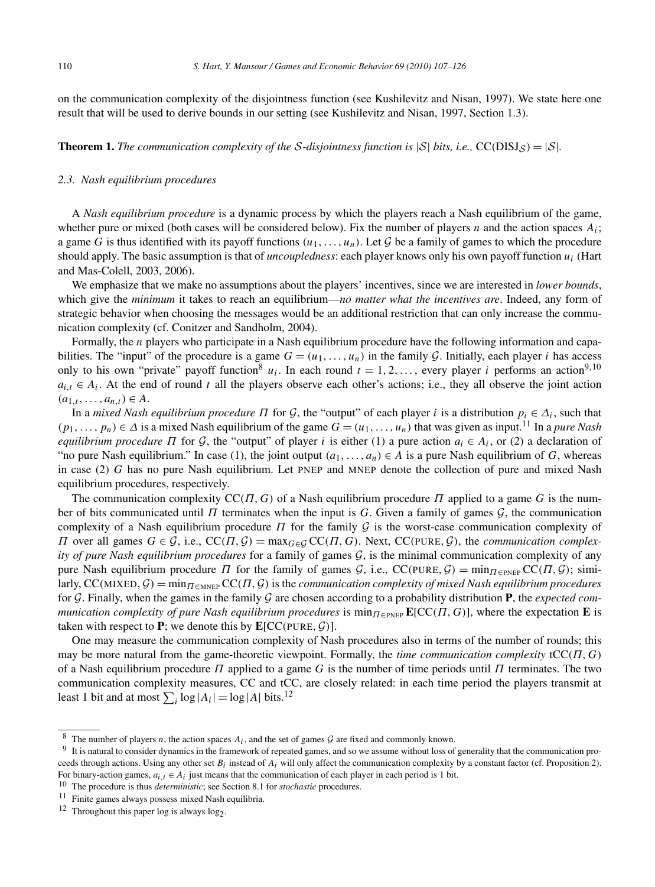on the communication complexity of the disjointness function (see Kushilevitz and Nisan, 1997). We state here one result that will be used to derive bounds in our setting (see Kushilevitz and Nisan, 1997, Section 1.3).

**Theorem 1.** *The communication complexity of the $\mathcal{S}$-disjointness function is $|\mathcal{S}|$ bits, i.e.,* $\mathrm{CC}(\mathrm{DISJ}_{\mathcal{S}}) = |\mathcal{S}|$.

### *2.3. Nash equilibrium procedures*

A *Nash equilibrium procedure* is a dynamic process by which the players reach a Nash equilibrium of the game, whether pure or mixed (both cases will be considered below). Fix the number of players $n$ and the action spaces $A_i$; a game $G$ is thus identified with its payoff functions $(u_1, \ldots, u_n)$. Let $\mathcal{G}$ be a family of games to which the procedure should apply. The basic assumption is that of *uncoupledness*: each player knows only his own payoff function $u_i$ (Hart and Mas-Colell, 2003, 2006).

We emphasize that we make no assumptions about the players' incentives, since we are interested in *lower bounds*, which give the *minimum* it takes to reach an equilibrium—*no matter what the incentives are*. Indeed, any form of strategic behavior when choosing the messages would be an additional restriction that can only increase the communication complexity (cf. Conitzer and Sandholm, 2004).

Formally, the $n$ players who participate in a Nash equilibrium procedure have the following information and capabilities. The "input" of the procedure is a game $G = (u_1, \ldots, u_n)$ in the family $\mathcal{G}$. Initially, each player $i$ has access only to his own "private" payoff function[8] $u_i$. In each round $t = 1, 2, \ldots,$ every player $i$ performs an action[9,10] $a_{i,t} \in A_i$. At the end of round $t$ all the players observe each other's actions; i.e., they all observe the joint action $(a_{1,t}, \ldots, a_{n,t}) \in A$.

In a *mixed Nash equilibrium procedure* $\Pi$ for $\mathcal{G}$, the "output" of each player $i$ is a distribution $p_i \in \Delta_i$, such that $(p_1, \ldots, p_n) \in \Delta$ is a mixed Nash equilibrium of the game $G = (u_1, \ldots, u_n)$ that was given as input.[11] In a *pure Nash equilibrium procedure* $\Pi$ for $\mathcal{G}$, the "output" of player $i$ is either (1) a pure action $a_i \in A_i$, or (2) a declaration of "no pure Nash equilibrium." In case (1), the joint output $(a_1, \ldots, a_n) \in A$ is a pure Nash equilibrium of $G$, whereas in case (2) $G$ has no pure Nash equilibrium. Let PNEP and MNEP denote the collection of pure and mixed Nash equilibrium procedures, respectively.

The communication complexity $\mathrm{CC}(\Pi, G)$ of a Nash equilibrium procedure $\Pi$ applied to a game $G$ is the number of bits communicated until $\Pi$ terminates when the input is $G$. Given a family of games $\mathcal{G}$, the communication complexity of a Nash equilibrium procedure $\Pi$ for the family $\mathcal{G}$ is the worst-case communication complexity of $\Pi$ over all games $G \in \mathcal{G}$, i.e., $\mathrm{CC}(\Pi, \mathcal{G}) = \max_{G \in \mathcal{G}} \mathrm{CC}(\Pi, G)$. Next, $\mathrm{CC}(\mathrm{PURE}, \mathcal{G})$, the *communication complexity of pure Nash equilibrium procedures* for a family of games $\mathcal{G}$, is the minimal communication complexity of any pure Nash equilibrium procedure $\Pi$ for the family of games $\mathcal{G}$, i.e., $\mathrm{CC}(\mathrm{PURE}, \mathcal{G}) = \min_{\Pi \in \mathrm{PNEP}} \mathrm{CC}(\Pi, \mathcal{G})$; similarly, $\mathrm{CC}(\mathrm{MIXED}, \mathcal{G}) = \min_{\Pi \in \mathrm{MNEP}} \mathrm{CC}(\Pi, \mathcal{G})$ is the *communication complexity of mixed Nash equilibrium procedures* for $\mathcal{G}$. Finally, when the games in the family $\mathcal{G}$ are chosen according to a probability distribution $\mathbf{P}$, the *expected communication complexity of pure Nash equilibrium procedures* is $\min_{\Pi \in \mathrm{PNEP}} \mathbf{E}[\mathrm{CC}(\Pi, G)]$, where the expectation $\mathbf{E}$ is taken with respect to $\mathbf{P}$; we denote this by $\mathbf{E}[\mathrm{CC}(\mathrm{PURE}, \mathcal{G})]$.

One may measure the communication complexity of Nash procedures also in terms of the number of rounds; this may be more natural from the game-theoretic viewpoint. Formally, the *time communication complexity* $\mathrm{tCC}(\Pi, G)$ of a Nash equilibrium procedure $\Pi$ applied to a game $G$ is the number of time periods until $\Pi$ terminates. The two communication complexity measures, CC and tCC, are closely related: in each time period the players transmit at least 1 bit and at most $\sum_i \log |A_i| = \log |A|$ bits.[12]

---

[8] The number of players $n$, the action spaces $A_i$, and the set of games $\mathcal{G}$ are fixed and commonly known.

[9] It is natural to consider dynamics in the framework of repeated games, and so we assume without loss of generality that the communication proceeds through actions. Using any other set $B_i$ instead of $A_i$ will only affect the communication complexity by a constant factor (cf. Proposition 2). For binary-action games, $a_{i,t} \in A_i$ just means that the communication of each player in each period is 1 bit.

[10] The procedure is thus *deterministic*; see Section 8.1 for *stochastic* procedures.

[11] Finite games always possess mixed Nash equilibria.

[12] Throughout this paper log is always $\log_2$.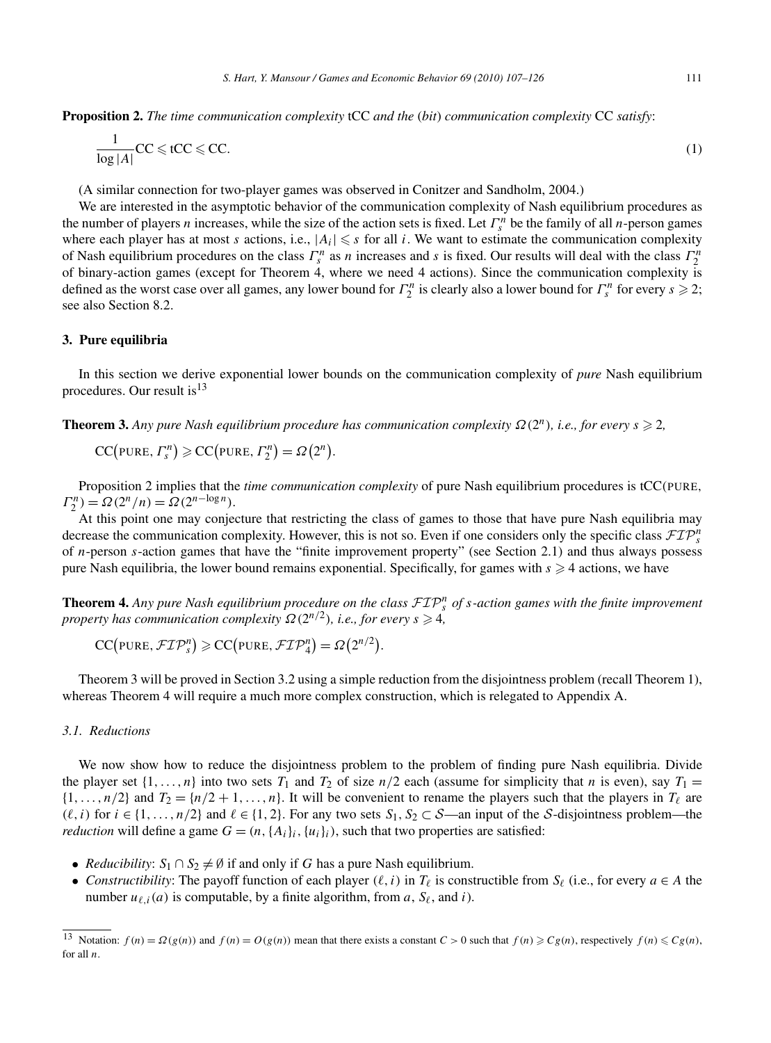**Proposition 2.** *The time communication complexity* tCC *and the* (*bit*) *communication complexity* CC *satisfy*:

$$\frac{1}{\log|A|}\mathrm{CC} \leqslant \mathrm{tCC} \leqslant \mathrm{CC}. \tag{1}$$

(A similar connection for two-player games was observed in Conitzer and Sandholm, 2004.)

We are interested in the asymptotic behavior of the communication complexity of Nash equilibrium procedures as the number of players $n$ increases, while the size of the action sets is fixed. Let $\Gamma_s^n$ be the family of all $n$-person games where each player has at most $s$ actions, i.e., $|A_i| \leqslant s$ for all $i$. We want to estimate the communication complexity of Nash equilibrium procedures on the class $\Gamma_s^n$ as $n$ increases and $s$ is fixed. Our results will deal with the class $\Gamma_2^n$ of binary-action games (except for Theorem 4, where we need 4 actions). Since the communication complexity is defined as the worst case over all games, any lower bound for $\Gamma_2^n$ is clearly also a lower bound for $\Gamma_s^n$ for every $s \geqslant 2$; see also Section 8.2.

## 3. Pure equilibria

In this section we derive exponential lower bounds on the communication complexity of *pure* Nash equilibrium procedures. Our result is[13]

**Theorem 3.** *Any pure Nash equilibrium procedure has communication complexity $\Omega(2^n)$, i.e., for every $s \geqslant 2$,*

$$\mathrm{CC}(\mathrm{PURE}, \Gamma_s^n) \geqslant \mathrm{CC}(\mathrm{PURE}, \Gamma_2^n) = \Omega(2^n).$$

Proposition 2 implies that the *time communication complexity* of pure Nash equilibrium procedures is $\mathrm{tCC}(\mathrm{PURE}, \Gamma_2^n) = \Omega(2^n/n) = \Omega(2^{n-\log n})$.

At this point one may conjecture that restricting the class of games to those that have pure Nash equilibria may decrease the communication complexity. However, this is not so. Even if one considers only the specific class $\mathcal{FIP}_s^n$ of $n$-person $s$-action games that have the "finite improvement property" (see Section 2.1) and thus always possess pure Nash equilibria, the lower bound remains exponential. Specifically, for games with $s \geqslant 4$ actions, we have

**Theorem 4.** *Any pure Nash equilibrium procedure on the class $\mathcal{FIP}_s^n$ of $s$-action games with the finite improvement property has communication complexity $\Omega(2^{n/2})$, i.e., for every $s \geqslant 4$,*

$$\mathrm{CC}(\mathrm{PURE}, \mathcal{FIP}_s^n) \geqslant \mathrm{CC}(\mathrm{PURE}, \mathcal{FIP}_4^n) = \Omega(2^{n/2}).$$

Theorem 3 will be proved in Section 3.2 using a simple reduction from the disjointness problem (recall Theorem 1), whereas Theorem 4 will require a much more complex construction, which is relegated to Appendix A.

### 3.1. Reductions

We now show how to reduce the disjointness problem to the problem of finding pure Nash equilibria. Divide the player set $\{1, \ldots, n\}$ into two sets $T_1$ and $T_2$ of size $n/2$ each (assume for simplicity that $n$ is even), say $T_1 = \{1, \ldots, n/2\}$ and $T_2 = \{n/2+1, \ldots, n\}$. It will be convenient to rename the players such that the players in $T_\ell$ are $(\ell, i)$ for $i \in \{1, \ldots, n/2\}$ and $\ell \in \{1, 2\}$. For any two sets $S_1, S_2 \subset \mathcal{S}$—an input of the $\mathcal{S}$-disjointness problem—the *reduction* will define a game $G = (n, \{A_i\}_i, \{u_i\}_i)$, such that two properties are satisfied:

- *Reducibility*: $S_1 \cap S_2 \neq \emptyset$ if and only if $G$ has a pure Nash equilibrium.
- *Constructibility*: The payoff function of each player $(\ell, i)$ in $T_\ell$ is constructible from $S_\ell$ (i.e., for every $a \in A$ the number $u_{\ell,i}(a)$ is computable, by a finite algorithm, from $a$, $S_\ell$, and $i$).

[13] Notation: $f(n) = \Omega(g(n))$ and $f(n) = O(g(n))$ mean that there exists a constant $C > 0$ such that $f(n) \geqslant Cg(n)$, respectively $f(n) \leqslant Cg(n)$, for all $n$.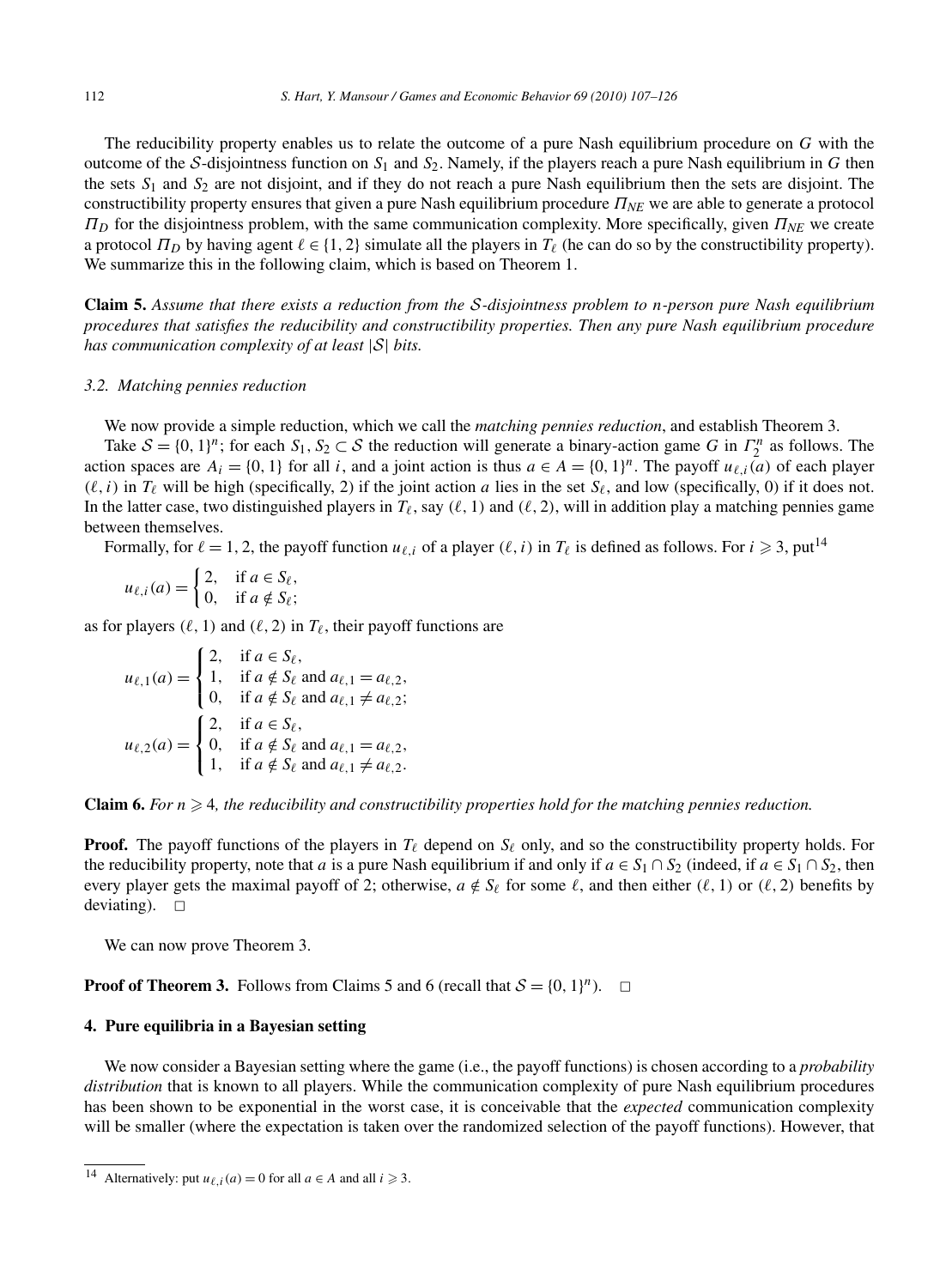The reducibility property enables us to relate the outcome of a pure Nash equilibrium procedure on $G$ with the outcome of the $\mathcal{S}$-disjointness function on $S_1$ and $S_2$. Namely, if the players reach a pure Nash equilibrium in $G$ then the sets $S_1$ and $S_2$ are not disjoint, and if they do not reach a pure Nash equilibrium then the sets are disjoint. The constructibility property ensures that given a pure Nash equilibrium procedure $\Pi_{NE}$ we are able to generate a protocol $\Pi_D$ for the disjointness problem, with the same communication complexity. More specifically, given $\Pi_{NE}$ we create a protocol $\Pi_D$ by having agent $\ell \in \{1, 2\}$ simulate all the players in $T_\ell$ (he can do so by the constructibility property). We summarize this in the following claim, which is based on Theorem 1.

**Claim 5.** *Assume that there exists a reduction from the $\mathcal{S}$-disjointness problem to $n$-person pure Nash equilibrium procedures that satisfies the reducibility and constructibility properties. Then any pure Nash equilibrium procedure has communication complexity of at least $|\mathcal{S}|$ bits.*

### 3.2. Matching pennies reduction

We now provide a simple reduction, which we call the *matching pennies reduction*, and establish Theorem 3.

Take $\mathcal{S} = \{0, 1\}^n$; for each $S_1, S_2 \subset \mathcal{S}$ the reduction will generate a binary-action game $G$ in $\Gamma_2^n$ as follows. The action spaces are $A_i = \{0, 1\}$ for all $i$, and a joint action is thus $a \in A = \{0, 1\}^n$. The payoff $u_{\ell,i}(a)$ of each player $(\ell, i)$ in $T_\ell$ will be high (specifically, 2) if the joint action $a$ lies in the set $S_\ell$, and low (specifically, 0) if it does not. In the latter case, two distinguished players in $T_\ell$, say $(\ell, 1)$ and $(\ell, 2)$, will in addition play a matching pennies game between themselves.

Formally, for $\ell = 1, 2$, the payoff function $u_{\ell,i}$ of a player $(\ell, i)$ in $T_\ell$ is defined as follows. For $i \geqslant 3$, put[14]

$$u_{\ell,i}(a) = \begin{cases} 2, & \text{if } a \in S_\ell, \\ 0, & \text{if } a \notin S_\ell; \end{cases}$$

as for players $(\ell, 1)$ and $(\ell, 2)$ in $T_\ell$, their payoff functions are

$$u_{\ell,1}(a) = \begin{cases} 2, & \text{if } a \in S_\ell, \\ 1, & \text{if } a \notin S_\ell \text{ and } a_{\ell,1} = a_{\ell,2}, \\ 0, & \text{if } a \notin S_\ell \text{ and } a_{\ell,1} \neq a_{\ell,2}; \end{cases}$$

$$u_{\ell,2}(a) = \begin{cases} 2, & \text{if } a \in S_\ell, \\ 0, & \text{if } a \notin S_\ell \text{ and } a_{\ell,1} = a_{\ell,2}, \\ 1, & \text{if } a \notin S_\ell \text{ and } a_{\ell,1} \neq a_{\ell,2}. \end{cases}$$

**Claim 6.** *For $n \geqslant 4$, the reducibility and constructibility properties hold for the matching pennies reduction.*

**Proof.** The payoff functions of the players in $T_\ell$ depend on $S_\ell$ only, and so the constructibility property holds. For the reducibility property, note that $a$ is a pure Nash equilibrium if and only if $a \in S_1 \cap S_2$ (indeed, if $a \in S_1 \cap S_2$, then every player gets the maximal payoff of 2; otherwise, $a \notin S_\ell$ for some $\ell$, and then either $(\ell, 1)$ or $(\ell, 2)$ benefits by deviating). $\square$

We can now prove Theorem 3.

**Proof of Theorem 3.** Follows from Claims 5 and 6 (recall that $\mathcal{S} = \{0, 1\}^n$). $\square$

## 4. Pure equilibria in a Bayesian setting

We now consider a Bayesian setting where the game (i.e., the payoff functions) is chosen according to a *probability distribution* that is known to all players. While the communication complexity of pure Nash equilibrium procedures has been shown to be exponential in the worst case, it is conceivable that the *expected* communication complexity will be smaller (where the expectation is taken over the randomized selection of the payoff functions). However, that

---

[14] Alternatively: put $u_{\ell,i}(a) = 0$ for all $a \in A$ and all $i \geqslant 3$.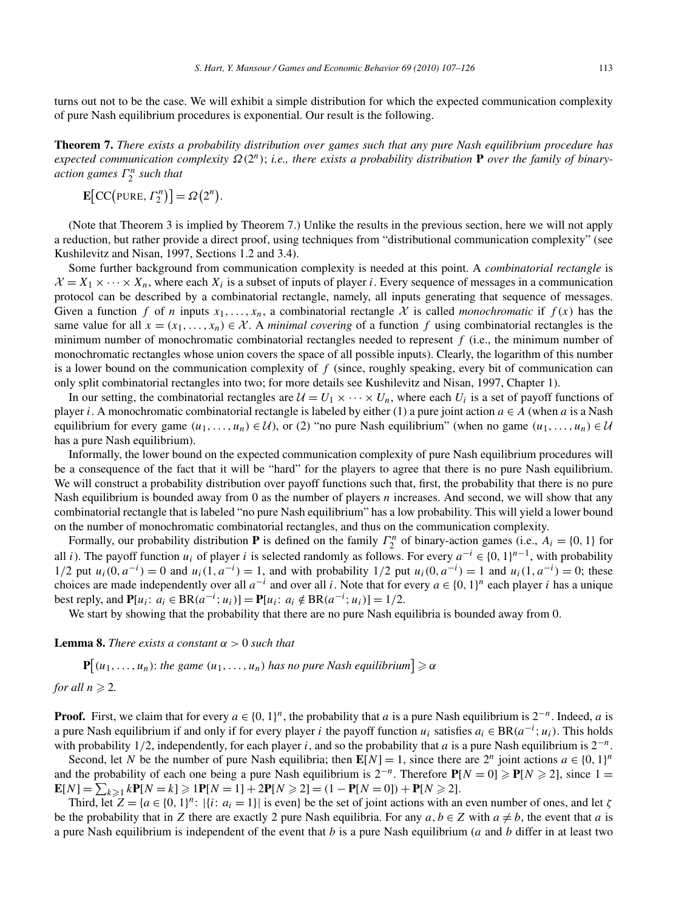turns out not to be the case. We will exhibit a simple distribution for which the expected communication complexity of pure Nash equilibrium procedures is exponential. Our result is the following.

**Theorem 7.** *There exists a probability distribution over games such that any pure Nash equilibrium procedure has expected communication complexity $\Omega(2^n)$; i.e., there exists a probability distribution* $\mathbf{P}$ *over the family of binary-action games* $\Gamma_2^n$ *such that*

$$\mathbf{E}\big[\mathrm{CC}\big(\text{PURE}, \Gamma_2^n\big)\big] = \Omega\big(2^n\big).$$

(Note that Theorem 3 is implied by Theorem 7.) Unlike the results in the previous section, here we will not apply a reduction, but rather provide a direct proof, using techniques from "distributional communication complexity" (see Kushilevitz and Nisan, 1997, Sections 1.2 and 3.4).

Some further background from communication complexity is needed at this point. A *combinatorial rectangle* is $\mathcal{X} = X_1 \times \cdots \times X_n$, where each $X_i$ is a subset of inputs of player $i$. Every sequence of messages in a communication protocol can be described by a combinatorial rectangle, namely, all inputs generating that sequence of messages. Given a function $f$ of $n$ inputs $x_1, \ldots, x_n$, a combinatorial rectangle $\mathcal{X}$ is called *monochromatic* if $f(x)$ has the same value for all $x = (x_1, \ldots, x_n) \in \mathcal{X}$. A *minimal covering* of a function $f$ using combinatorial rectangles is the minimum number of monochromatic combinatorial rectangles needed to represent $f$ (i.e., the minimum number of monochromatic rectangles whose union covers the space of all possible inputs). Clearly, the logarithm of this number is a lower bound on the communication complexity of $f$ (since, roughly speaking, every bit of communication can only split combinatorial rectangles into two; for more details see Kushilevitz and Nisan, 1997, Chapter 1).

In our setting, the combinatorial rectangles are $\mathcal{U} = U_1 \times \cdots \times U_n$, where each $U_i$ is a set of payoff functions of player $i$. A monochromatic combinatorial rectangle is labeled by either (1) a pure joint action $a \in A$ (when $a$ is a Nash equilibrium for every game $(u_1, \ldots, u_n) \in \mathcal{U}$), or (2) "no pure Nash equilibrium" (when no game $(u_1, \ldots, u_n) \in \mathcal{U}$ has a pure Nash equilibrium).

Informally, the lower bound on the expected communication complexity of pure Nash equilibrium procedures will be a consequence of the fact that it will be "hard" for the players to agree that there is no pure Nash equilibrium. We will construct a probability distribution over payoff functions such that, first, the probability that there is no pure Nash equilibrium is bounded away from 0 as the number of players $n$ increases. And second, we will show that any combinatorial rectangle that is labeled "no pure Nash equilibrium" has a low probability. This will yield a lower bound on the number of monochromatic combinatorial rectangles, and thus on the communication complexity.

Formally, our probability distribution $\mathbf{P}$ is defined on the family $\Gamma_2^n$ of binary-action games (i.e., $A_i = \{0, 1\}$ for all $i$). The payoff function $u_i$ of player $i$ is selected randomly as follows. For every $a^{-i} \in \{0, 1\}^{n-1}$, with probability $1/2$ put $u_i(0, a^{-i}) = 0$ and $u_i(1, a^{-i}) = 1$, and with probability $1/2$ put $u_i(0, a^{-i}) = 1$ and $u_i(1, a^{-i}) = 0$; these choices are made independently over all $a^{-i}$ and over all $i$. Note that for every $a \in \{0, 1\}^n$ each player $i$ has a unique best reply, and $\mathbf{P}[u_i\colon a_i \in \mathrm{BR}(a^{-i}; u_i)] = \mathbf{P}[u_i\colon a_i \notin \mathrm{BR}(a^{-i}; u_i)] = 1/2$.

We start by showing that the probability that there are no pure Nash equilibria is bounded away from 0.

**Lemma 8.** *There exists a constant $\alpha > 0$ such that*

$$\mathbf{P}\big[(u_1, \ldots, u_n)\text{: the game } (u_1, \ldots, u_n) \text{ has no pure Nash equilibrium}\big] \geqslant \alpha$$

*for all $n \geqslant 2$.*

**Proof.** First, we claim that for every $a \in \{0, 1\}^n$, the probability that $a$ is a pure Nash equilibrium is $2^{-n}$. Indeed, $a$ is a pure Nash equilibrium if and only if for every player $i$ the payoff function $u_i$ satisfies $a_i \in \mathrm{BR}(a^{-i}; u_i)$. This holds with probability $1/2$, independently, for each player $i$, and so the probability that $a$ is a pure Nash equilibrium is $2^{-n}$.

Second, let $N$ be the number of pure Nash equilibria; then $\mathbf{E}[N] = 1$, since there are $2^n$ joint actions $a \in \{0, 1\}^n$ and the probability of each one being a pure Nash equilibrium is $2^{-n}$. Therefore $\mathbf{P}[N = 0] \geqslant \mathbf{P}[N \geqslant 2]$, since $1 = \mathbf{E}[N] = \sum_{k \geqslant 1} k\mathbf{P}[N = k] \geqslant 1\mathbf{P}[N = 1] + 2\mathbf{P}[N \geqslant 2] = (1 - \mathbf{P}[N = 0]) + \mathbf{P}[N \geqslant 2]$.

Third, let $Z = \{a \in \{0, 1\}^n\colon |\{i\colon a_i = 1\}| \text{ is even}\}$ be the set of joint actions with an even number of ones, and let $\zeta$ be the probability that in $Z$ there are exactly 2 pure Nash equilibria. For any $a, b \in Z$ with $a \neq b$, the event that $a$ is a pure Nash equilibrium is independent of the event that $b$ is a pure Nash equilibrium ($a$ and $b$ differ in at least two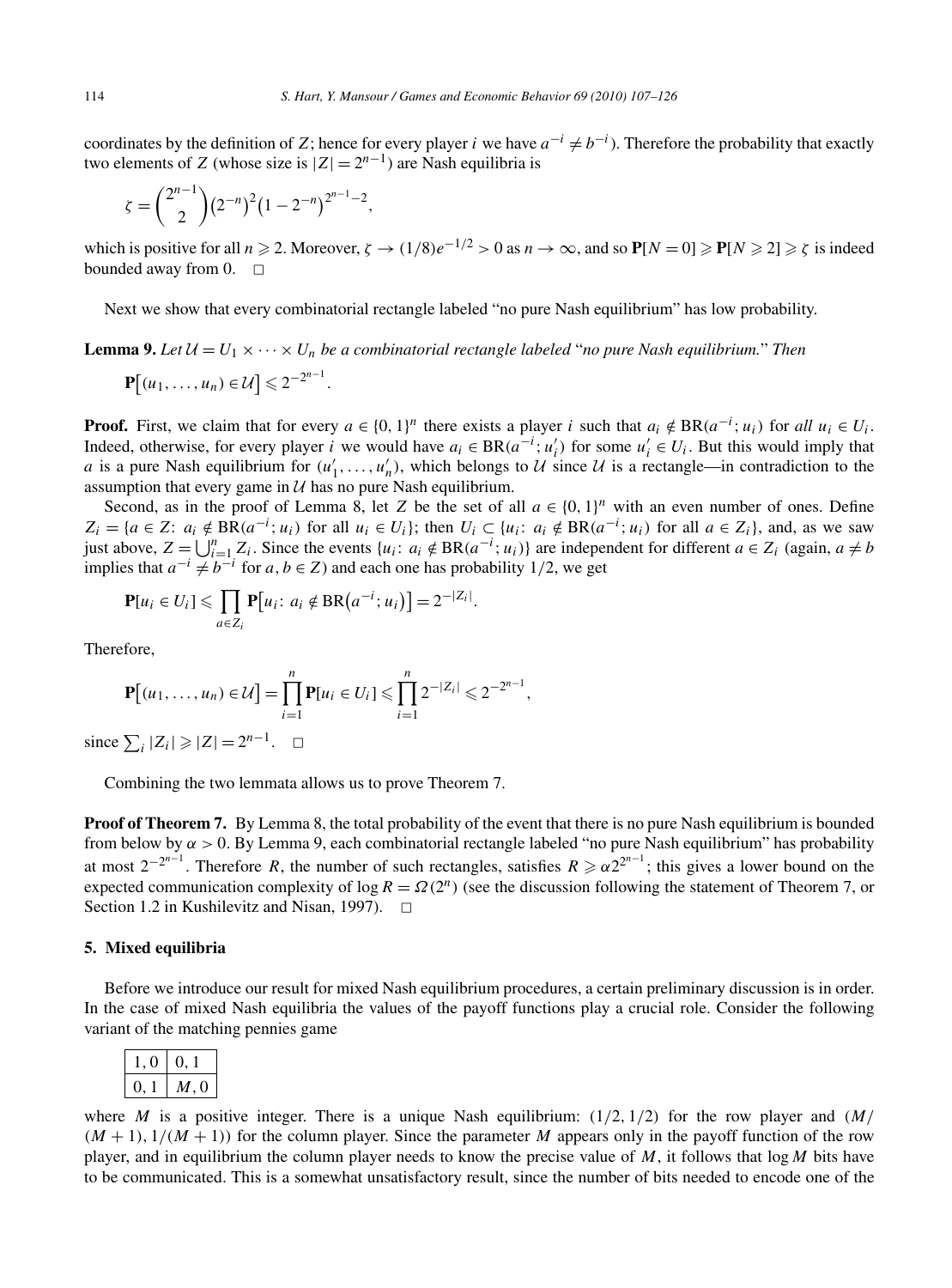coordinates by the definition of $Z$; hence for every player $i$ we have $a^{-i} \neq b^{-i}$). Therefore the probability that exactly two elements of $Z$ (whose size is $|Z| = 2^{n-1}$) are Nash equilibria is

$$\zeta = \binom{2^{n-1}}{2} (2^{-n})^2 (1 - 2^{-n})^{2^{n-1}-2},$$

which is positive for all $n \geqslant 2$. Moreover, $\zeta \to (1/8)e^{-1/2} > 0$ as $n \to \infty$, and so $\mathbf{P}[N = 0] \geqslant \mathbf{P}[N \geqslant 2] \geqslant \zeta$ is indeed bounded away from 0. $\square$

Next we show that every combinatorial rectangle labeled "no pure Nash equilibrium" has low probability.

**Lemma 9.** *Let $\mathcal{U} = U_1 \times \cdots \times U_n$ be a combinatorial rectangle labeled "no pure Nash equilibrium." Then*

$$\mathbf{P}\big[(u_1, \ldots, u_n) \in \mathcal{U}\big] \leqslant 2^{-2^{n-1}}.$$

**Proof.** First, we claim that for every $a \in \{0,1\}^n$ there exists a player $i$ such that $a_i \notin \mathrm{BR}(a^{-i}; u_i)$ for *all* $u_i \in U_i$. Indeed, otherwise, for every player $i$ we would have $a_i \in \mathrm{BR}(a^{-i}; u_i')$ for some $u_i' \in U_i$. But this would imply that $a$ is a pure Nash equilibrium for $(u_1', \ldots, u_n')$, which belongs to $\mathcal{U}$ since $\mathcal{U}$ is a rectangle—in contradiction to the assumption that every game in $\mathcal{U}$ has no pure Nash equilibrium.

Second, as in the proof of Lemma 8, let $Z$ be the set of all $a \in \{0,1\}^n$ with an even number of ones. Define $Z_i = \{a \in Z\colon\ a_i \notin \mathrm{BR}(a^{-i}; u_i) \text{ for all } u_i \in U_i\}$; then $U_i \subset \{u_i\colon\ a_i \notin \mathrm{BR}(a^{-i}; u_i) \text{ for all } a \in Z_i\}$, and, as we saw just above, $Z = \bigcup_{i=1}^n Z_i$. Since the events $\{u_i\colon\ a_i \notin \mathrm{BR}(a^{-i}; u_i)\}$ are independent for different $a \in Z_i$ (again, $a \neq b$ implies that $a^{-i} \neq b^{-i}$ for $a, b \in Z$) and each one has probability $1/2$, we get

$$\mathbf{P}[u_i \in U_i] \leqslant \prod_{a \in Z_i} \mathbf{P}\big[u_i\colon\ a_i \notin \mathrm{BR}\big(a^{-i}; u_i\big)\big] = 2^{-|Z_i|}.$$

Therefore,

$$\mathbf{P}\big[(u_1, \ldots, u_n) \in \mathcal{U}\big] = \prod_{i=1}^n \mathbf{P}[u_i \in U_i] \leqslant \prod_{i=1}^n 2^{-|Z_i|} \leqslant 2^{-2^{n-1}},$$

since $\sum_i |Z_i| \geqslant |Z| = 2^{n-1}$. $\square$

Combining the two lemmata allows us to prove Theorem 7.

**Proof of Theorem 7.** By Lemma 8, the total probability of the event that there is no pure Nash equilibrium is bounded from below by $\alpha > 0$. By Lemma 9, each combinatorial rectangle labeled "no pure Nash equilibrium" has probability at most $2^{-2^{n-1}}$. Therefore $R$, the number of such rectangles, satisfies $R \geqslant \alpha 2^{2^{n-1}}$; this gives a lower bound on the expected communication complexity of $\log R = \Omega(2^n)$ (see the discussion following the statement of Theorem 7, or Section 1.2 in Kushilevitz and Nisan, 1997). $\square$

## 5. Mixed equilibria

Before we introduce our result for mixed Nash equilibrium procedures, a certain preliminary discussion is in order. In the case of mixed Nash equilibria the values of the payoff functions play a crucial role. Consider the following variant of the matching pennies game

| | |
|---|---|
| 1, 0 | 0, 1 |
| 0, 1 | $M$, 0 |

where $M$ is a positive integer. There is a unique Nash equilibrium: $(1/2, 1/2)$ for the row player and $(M/(M+1), 1/(M+1))$ for the column player. Since the parameter $M$ appears only in the payoff function of the row player, and in equilibrium the column player needs to know the precise value of $M$, it follows that $\log M$ bits have to be communicated. This is a somewhat unsatisfactory result, since the number of bits needed to encode one of the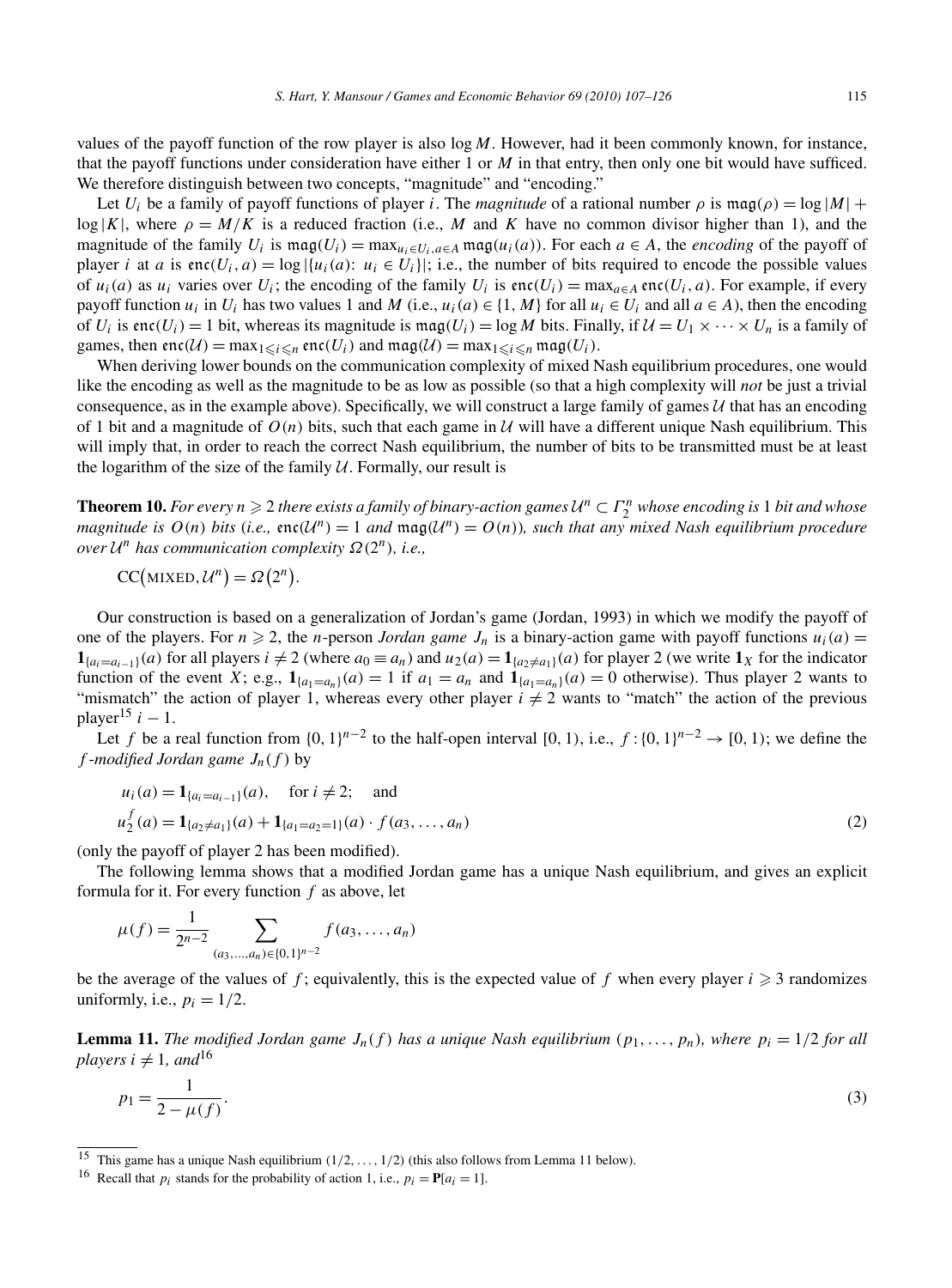values of the payoff function of the row player is also $\log M$. However, had it been commonly known, for instance, that the payoff functions under consideration have either 1 or $M$ in that entry, then only one bit would have sufficed. We therefore distinguish between two concepts, "magnitude" and "encoding."

Let $U_i$ be a family of payoff functions of player $i$. The *magnitude* of a rational number $\rho$ is $\mathfrak{mag}(\rho) = \log|M| + \log|K|$, where $\rho = M/K$ is a reduced fraction (i.e., $M$ and $K$ have no common divisor higher than 1), and the magnitude of the family $U_i$ is $\mathfrak{mag}(U_i) = \max_{u_i \in U_i, a \in A} \mathfrak{mag}(u_i(a))$. For each $a \in A$, the *encoding* of the payoff of player $i$ at $a$ is $\mathfrak{enc}(U_i, a) = \log|\{u_i(a)\colon u_i \in U_i\}|$; i.e., the number of bits required to encode the possible values of $u_i(a)$ as $u_i$ varies over $U_i$; the encoding of the family $U_i$ is $\mathfrak{enc}(U_i) = \max_{a \in A} \mathfrak{enc}(U_i, a)$. For example, if every payoff function $u_i$ in $U_i$ has two values 1 and $M$ (i.e., $u_i(a) \in \{1, M\}$ for all $u_i \in U_i$ and all $a \in A$), then the encoding of $U_i$ is $\mathfrak{enc}(U_i) = 1$ bit, whereas its magnitude is $\mathfrak{mag}(U_i) = \log M$ bits. Finally, if $\mathcal{U} = U_1 \times \cdots \times U_n$ is a family of games, then $\mathfrak{enc}(\mathcal{U}) = \max_{1 \leqslant i \leqslant n} \mathfrak{enc}(U_i)$ and $\mathfrak{mag}(\mathcal{U}) = \max_{1 \leqslant i \leqslant n} \mathfrak{mag}(U_i)$.

When deriving lower bounds on the communication complexity of mixed Nash equilibrium procedures, one would like the encoding as well as the magnitude to be as low as possible (so that a high complexity will *not* be just a trivial consequence, as in the example above). Specifically, we will construct a large family of games $\mathcal{U}$ that has an encoding of 1 bit and a magnitude of $O(n)$ bits, such that each game in $\mathcal{U}$ will have a different unique Nash equilibrium. This will imply that, in order to reach the correct Nash equilibrium, the number of bits to be transmitted must be at least the logarithm of the size of the family $\mathcal{U}$. Formally, our result is

**Theorem 10.** *For every $n \geqslant 2$ there exists a family of binary-action games $\mathcal{U}^n \subset \Gamma_2^n$ whose encoding is 1 bit and whose magnitude is $O(n)$ bits (i.e., $\mathfrak{enc}(\mathcal{U}^n) = 1$ and $\mathfrak{mag}(\mathcal{U}^n) = O(n)$), such that any mixed Nash equilibrium procedure over $\mathcal{U}^n$ has communication complexity $\Omega(2^n)$, i.e.,*

$$\mathrm{CC}(\text{MIXED}, \mathcal{U}^n) = \Omega(2^n).$$

Our construction is based on a generalization of Jordan's game (Jordan, 1993) in which we modify the payoff of one of the players. For $n \geqslant 2$, the $n$-person *Jordan game* $J_n$ is a binary-action game with payoff functions $u_i(a) = \mathbf{1}_{\{a_i = a_{i-1}\}}(a)$ for all players $i \neq 2$ (where $a_0 \equiv a_n$) and $u_2(a) = \mathbf{1}_{\{a_2 \neq a_1\}}(a)$ for player 2 (we write $\mathbf{1}_X$ for the indicator function of the event $X$; e.g., $\mathbf{1}_{\{a_1 = a_n\}}(a) = 1$ if $a_1 = a_n$ and $\mathbf{1}_{\{a_1 = a_n\}}(a) = 0$ otherwise). Thus player 2 wants to "mismatch" the action of player 1, whereas every other player $i \neq 2$ wants to "match" the action of the previous player[15] $i - 1$.

Let $f$ be a real function from $\{0,1\}^{n-2}$ to the half-open interval $[0, 1)$, i.e., $f : \{0,1\}^{n-2} \to [0,1)$; we define the *$f$-modified Jordan game* $J_n(f)$ by

$$\begin{aligned} &u_i(a) = \mathbf{1}_{\{a_i = a_{i-1}\}}(a), \quad \text{for } i \neq 2; \quad \text{and} \\ &u_2^f(a) = \mathbf{1}_{\{a_2 \neq a_1\}}(a) + \mathbf{1}_{\{a_1 = a_2 = 1\}}(a) \cdot f(a_3, \ldots, a_n) \end{aligned} \tag{2}$$

(only the payoff of player 2 has been modified).

The following lemma shows that a modified Jordan game has a unique Nash equilibrium, and gives an explicit formula for it. For every function $f$ as above, let

$$\mu(f) = \frac{1}{2^{n-2}} \sum_{(a_3, \ldots, a_n) \in \{0,1\}^{n-2}} f(a_3, \ldots, a_n)$$

be the average of the values of $f$; equivalently, this is the expected value of $f$ when every player $i \geqslant 3$ randomizes uniformly, i.e., $p_i = 1/2$.

**Lemma 11.** *The modified Jordan game $J_n(f)$ has a unique Nash equilibrium $(p_1, \ldots, p_n)$, where $p_i = 1/2$ for all players $i \neq 1$, and*[16]

$$p_1 = \frac{1}{2 - \mu(f)}. \tag{3}$$

---

[15] This game has a unique Nash equilibrium $(1/2, \ldots, 1/2)$ (this also follows from Lemma 11 below).

[16] Recall that $p_i$ stands for the probability of action 1, i.e., $p_i = \mathbf{P}[a_i = 1]$.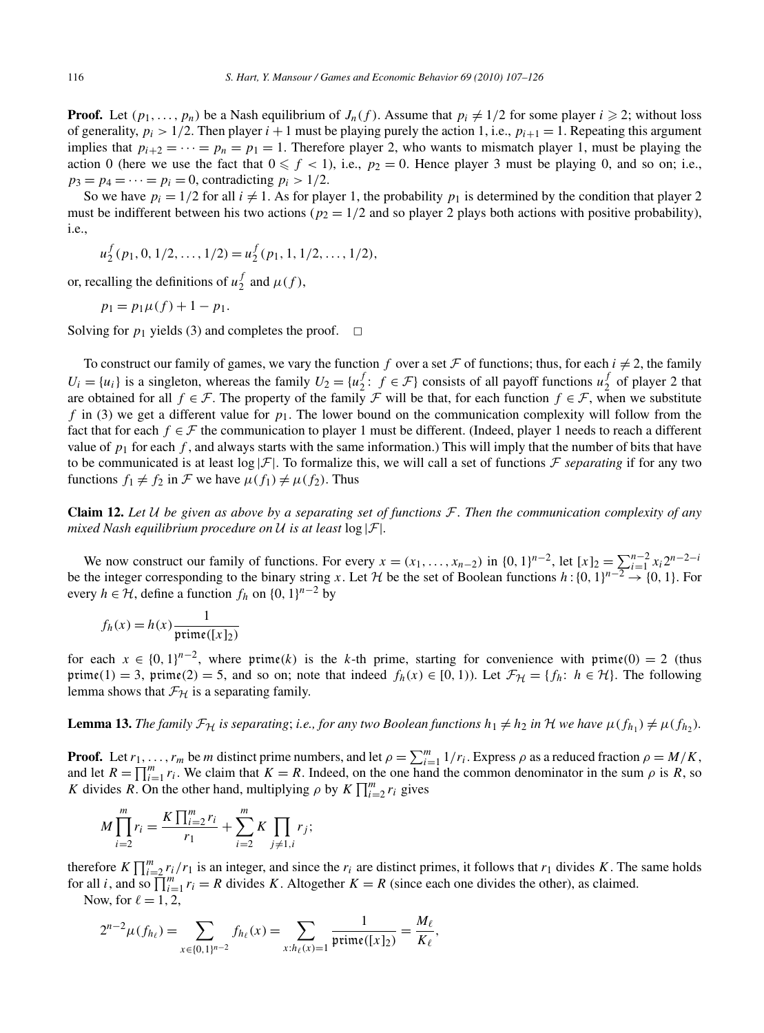**Proof.** Let $(p_1, \ldots, p_n)$ be a Nash equilibrium of $J_n(f)$. Assume that $p_i \neq 1/2$ for some player $i \geqslant 2$; without loss of generality, $p_i > 1/2$. Then player $i+1$ must be playing purely the action 1, i.e., $p_{i+1} = 1$. Repeating this argument implies that $p_{i+2} = \cdots = p_n = p_1 = 1$. Therefore player 2, who wants to mismatch player 1, must be playing the action 0 (here we use the fact that $0 \leqslant f < 1$), i.e., $p_2 = 0$. Hence player 3 must be playing 0, and so on; i.e., $p_3 = p_4 = \cdots = p_i = 0$, contradicting $p_i > 1/2$.

So we have $p_i = 1/2$ for all $i \neq 1$. As for player 1, the probability $p_1$ is determined by the condition that player 2 must be indifferent between his two actions ($p_2 = 1/2$ and so player 2 plays both actions with positive probability), i.e.,

$$u_2^f(p_1, 0, 1/2, \ldots, 1/2) = u_2^f(p_1, 1, 1/2, \ldots, 1/2),$$

or, recalling the definitions of $u_2^f$ and $\mu(f)$,

$$p_1 = p_1 \mu(f) + 1 - p_1.$$

Solving for $p_1$ yields (3) and completes the proof. $\square$

To construct our family of games, we vary the function $f$ over a set $\mathcal{F}$ of functions; thus, for each $i \neq 2$, the family $U_i = \{u_i\}$ is a singleton, whereas the family $U_2 = \{u_2^f\colon f \in \mathcal{F}\}$ consists of all payoff functions $u_2^f$ of player 2 that are obtained for all $f \in \mathcal{F}$. The property of the family $\mathcal{F}$ will be that, for each function $f \in \mathcal{F}$, when we substitute $f$ in (3) we get a different value for $p_1$. The lower bound on the communication complexity will follow from the fact that for each $f \in \mathcal{F}$ the communication to player 1 must be different. (Indeed, player 1 needs to reach a different value of $p_1$ for each $f$, and always starts with the same information.) This will imply that the number of bits that have to be communicated is at least $\log |\mathcal{F}|$. To formalize this, we will call a set of functions $\mathcal{F}$ *separating* if for any two functions $f_1 \neq f_2$ in $\mathcal{F}$ we have $\mu(f_1) \neq \mu(f_2)$. Thus

**Claim 12.** *Let $\mathcal{U}$ be given as above by a separating set of functions $\mathcal{F}$. Then the communication complexity of any mixed Nash equilibrium procedure on $\mathcal{U}$ is at least* $\log |\mathcal{F}|$.

We now construct our family of functions. For every $x = (x_1, \ldots, x_{n-2})$ in $\{0,1\}^{n-2}$, let $[x]_2 = \sum_{i=1}^{n-2} x_i 2^{n-2-i}$ be the integer corresponding to the binary string $x$. Let $\mathcal{H}$ be the set of Boolean functions $h : \{0,1\}^{n-2} \to \{0,1\}$. For every $h \in \mathcal{H}$, define a function $f_h$ on $\{0,1\}^{n-2}$ by

$$f_h(x) = h(x) \frac{1}{\mathfrak{prime}([x]_2)}$$

for each $x \in \{0,1\}^{n-2}$, where $\mathfrak{prime}(k)$ is the $k$-th prime, starting for convenience with $\mathfrak{prime}(0) = 2$ (thus $\mathfrak{prime}(1) = 3$, $\mathfrak{prime}(2) = 5$, and so on; note that indeed $f_h(x) \in [0,1)$). Let $\mathcal{F}_{\mathcal{H}} = \{f_h\colon h \in \mathcal{H}\}$. The following lemma shows that $\mathcal{F}_{\mathcal{H}}$ is a separating family.

**Lemma 13.** *The family $\mathcal{F}_{\mathcal{H}}$ is separating; i.e., for any two Boolean functions $h_1 \neq h_2$ in $\mathcal{H}$ we have $\mu(f_{h_1}) \neq \mu(f_{h_2})$.*

**Proof.** Let $r_1, \ldots, r_m$ be $m$ distinct prime numbers, and let $\rho = \sum_{i=1}^m 1/r_i$. Express $\rho$ as a reduced fraction $\rho = M/K$, and let $R = \prod_{i=1}^m r_i$. We claim that $K = R$. Indeed, on the one hand the common denominator in the sum $\rho$ is $R$, so $K$ divides $R$. On the other hand, multiplying $\rho$ by $K \prod_{i=2}^m r_i$ gives

$$M \prod_{i=2}^m r_i = \frac{K \prod_{i=2}^m r_i}{r_1} + \sum_{i=2}^m K \prod_{j \neq 1, i} r_j;$$

therefore $K \prod_{i=2}^m r_i / r_1$ is an integer, and since the $r_i$ are distinct primes, it follows that $r_1$ divides $K$. The same holds for all $i$, and so $\prod_{i=1}^m r_i = R$ divides $K$. Altogether $K = R$ (since each one divides the other), as claimed.

Now, for $\ell = 1, 2$,

$$2^{n-2} \mu(f_{h_\ell}) = \sum_{x \in \{0,1\}^{n-2}} f_{h_\ell}(x) = \sum_{x : h_\ell(x) = 1} \frac{1}{\mathfrak{prime}([x]_2)} = \frac{M_\ell}{K_\ell},$$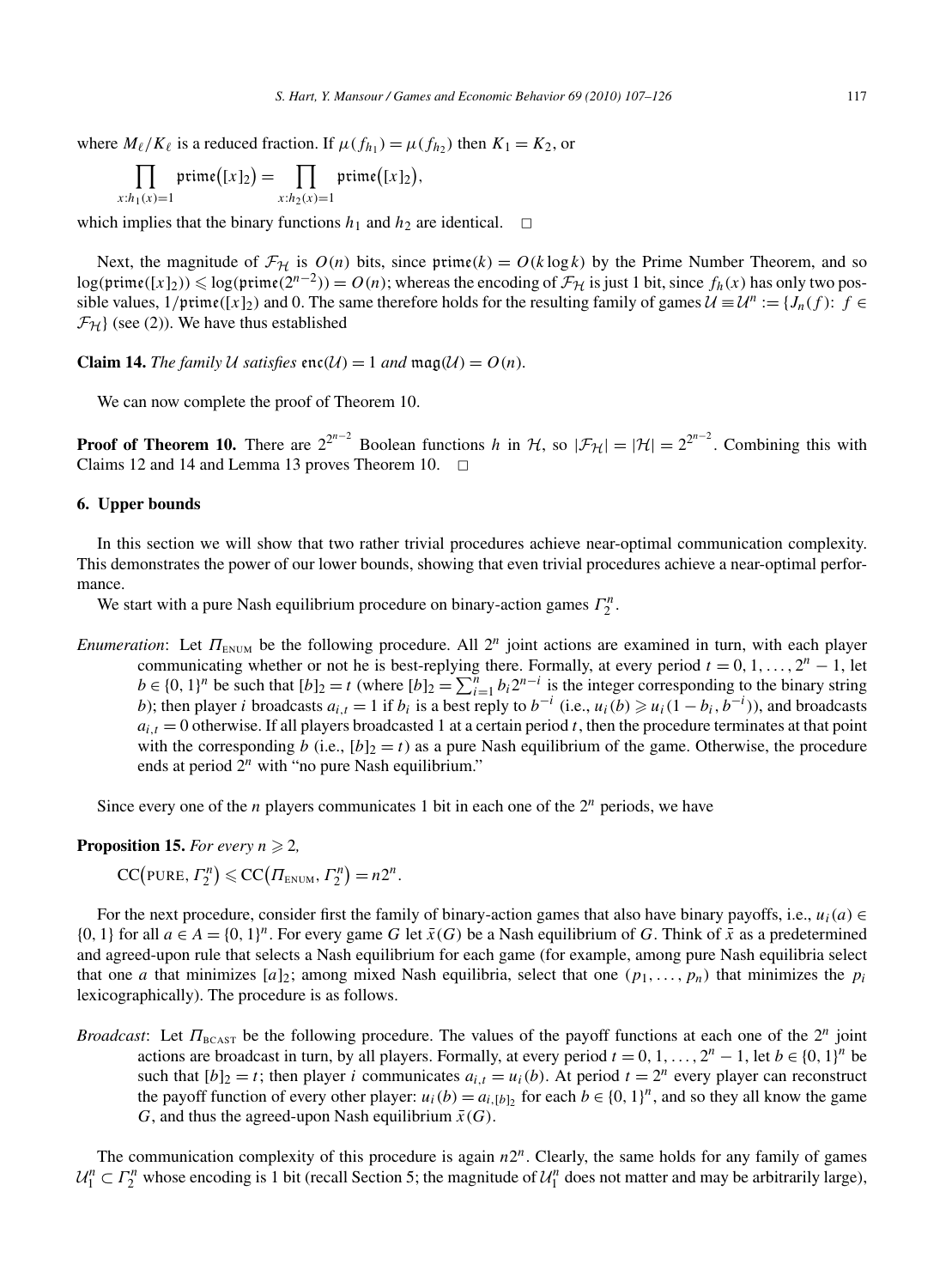where $M_\ell / K_\ell$ is a reduced fraction. If $\mu(f_{h_1}) = \mu(f_{h_2})$ then $K_1 = K_2$, or

$$\prod_{x: h_1(x)=1} \mathfrak{prime}([x]_2) = \prod_{x: h_2(x)=1} \mathfrak{prime}([x]_2),$$

which implies that the binary functions $h_1$ and $h_2$ are identical. $\square$

Next, the magnitude of $\mathcal{F}_\mathcal{H}$ is $O(n)$ bits, since $\mathfrak{prime}(k) = O(k \log k)$ by the Prime Number Theorem, and so $\log(\mathfrak{prime}([x]_2)) \leqslant \log(\mathfrak{prime}(2^{n-2})) = O(n)$; whereas the encoding of $\mathcal{F}_\mathcal{H}$ is just 1 bit, since $f_h(x)$ has only two possible values, $1/\mathfrak{prime}([x]_2)$ and 0. The same therefore holds for the resulting family of games $\mathcal{U} \equiv \mathcal{U}^n := \{J_n(f)\colon f \in \mathcal{F}_\mathcal{H}\}$ (see (2)). We have thus established

**Claim 14.** *The family $\mathcal{U}$ satisfies $\mathfrak{enc}(\mathcal{U}) = 1$ and $\mathfrak{mag}(\mathcal{U}) = O(n)$.*

We can now complete the proof of Theorem 10.

**Proof of Theorem 10.** There are $2^{2^{n-2}}$ Boolean functions $h$ in $\mathcal{H}$, so $|\mathcal{F}_\mathcal{H}| = |\mathcal{H}| = 2^{2^{n-2}}$. Combining this with Claims 12 and 14 and Lemma 13 proves Theorem 10. $\square$

## 6. Upper bounds

In this section we will show that two rather trivial procedures achieve near-optimal communication complexity. This demonstrates the power of our lower bounds, showing that even trivial procedures achieve a near-optimal performance.

We start with a pure Nash equilibrium procedure on binary-action games $\Gamma_2^n$.

*Enumeration*: Let $\Pi_{\text{ENUM}}$ be the following procedure. All $2^n$ joint actions are examined in turn, with each player communicating whether or not he is best-replying there. Formally, at every period $t = 0, 1, \ldots, 2^n - 1$, let $b \in \{0,1\}^n$ be such that $[b]_2 = t$ (where $[b]_2 = \sum_{i=1}^n b_i 2^{n-i}$ is the integer corresponding to the binary string $b$); then player $i$ broadcasts $a_{i,t} = 1$ if $b_i$ is a best reply to $b^{-i}$ (i.e., $u_i(b) \geqslant u_i(1 - b_i, b^{-i})$), and broadcasts $a_{i,t} = 0$ otherwise. If all players broadcasted 1 at a certain period $t$, then the procedure terminates at that point with the corresponding $b$ (i.e., $[b]_2 = t$) as a pure Nash equilibrium of the game. Otherwise, the procedure ends at period $2^n$ with "no pure Nash equilibrium."

Since every one of the $n$ players communicates 1 bit in each one of the $2^n$ periods, we have

**Proposition 15.** *For every $n \geqslant 2$,*

$$\mathrm{CC}(\text{PURE}, \Gamma_2^n) \leqslant \mathrm{CC}(\Pi_{\text{ENUM}}, \Gamma_2^n) = n2^n.$$

For the next procedure, consider first the family of binary-action games that also have binary payoffs, i.e., $u_i(a) \in \{0,1\}$ for all $a \in A = \{0,1\}^n$. For every game $G$ let $\bar{x}(G)$ be a Nash equilibrium of $G$. Think of $\bar{x}$ as a predetermined and agreed-upon rule that selects a Nash equilibrium for each game (for example, among pure Nash equilibria select that one $a$ that minimizes $[a]_2$; among mixed Nash equilibria, select that one $(p_1, \ldots, p_n)$ that minimizes the $p_i$ lexicographically). The procedure is as follows.

*Broadcast*: Let $\Pi_{\text{BCAST}}$ be the following procedure. The values of the payoff functions at each one of the $2^n$ joint actions are broadcast in turn, by all players. Formally, at every period $t = 0, 1, \ldots, 2^n - 1$, let $b \in \{0,1\}^n$ be such that $[b]_2 = t$; then player $i$ communicates $a_{i,t} = u_i(b)$. At period $t = 2^n$ every player can reconstruct the payoff function of every other player: $u_i(b) = a_{i,[b]_2}$ for each $b \in \{0,1\}^n$, and so they all know the game $G$, and thus the agreed-upon Nash equilibrium $\bar{x}(G)$.

The communication complexity of this procedure is again $n2^n$. Clearly, the same holds for any family of games $\mathcal{U}_1^n \subset \Gamma_2^n$ whose encoding is 1 bit (recall Section 5; the magnitude of $\mathcal{U}_1^n$ does not matter and may be arbitrarily large),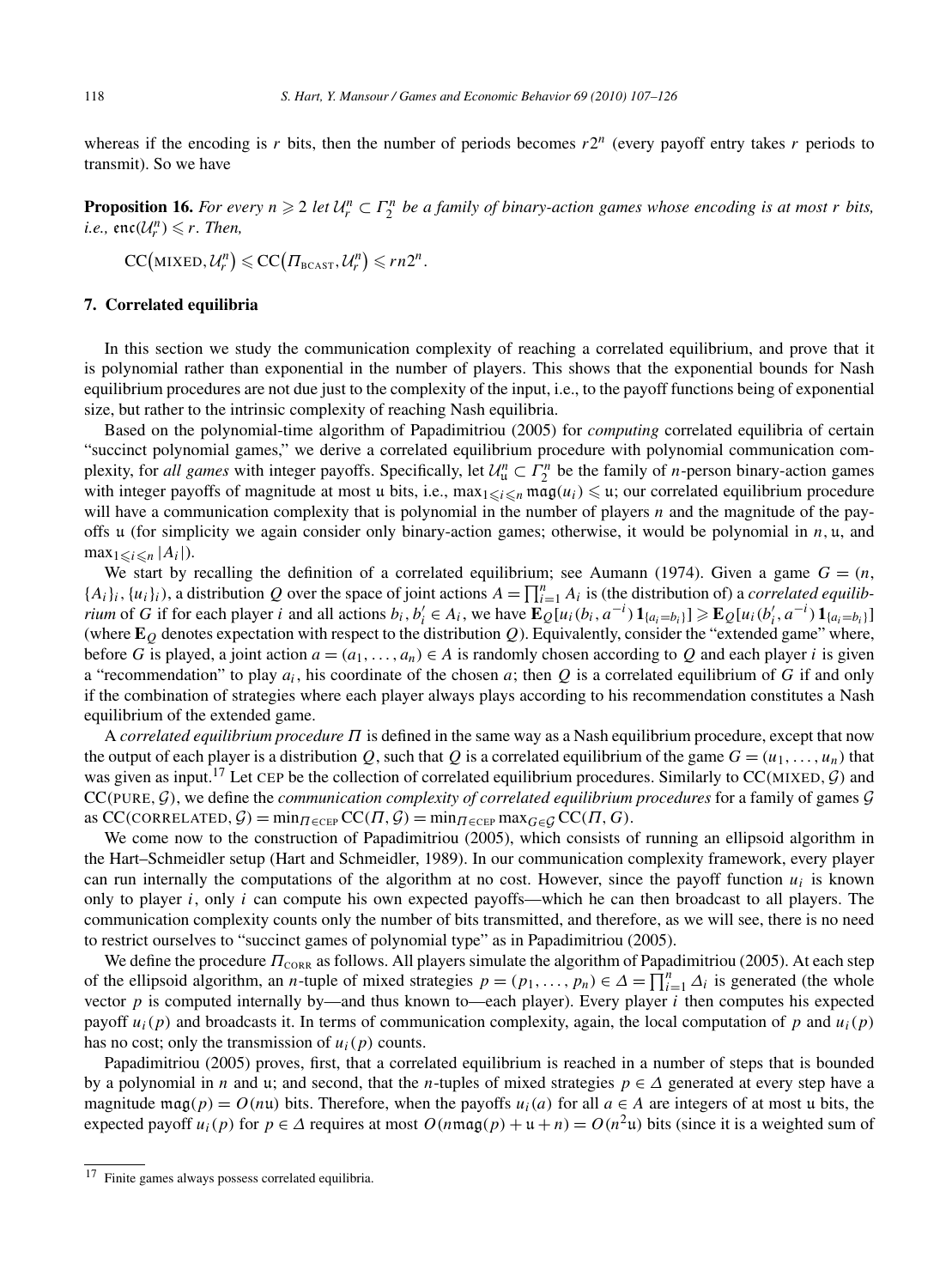whereas if the encoding is $r$ bits, then the number of periods becomes $r2^n$ (every payoff entry takes $r$ periods to transmit). So we have

**Proposition 16.** *For every $n \geqslant 2$ let $\mathcal{U}_r^n \subset \Gamma_2^n$ be a family of binary-action games whose encoding is at most $r$ bits, i.e., $\mathfrak{enc}(\mathcal{U}_r^n) \leqslant r$. Then,*

$$\mathrm{CC}\big(\text{MIXED}, \mathcal{U}_r^n\big) \leqslant \mathrm{CC}\big(\Pi_{\text{BCAST}}, \mathcal{U}_r^n\big) \leqslant rn2^n.$$

## 7. Correlated equilibria

In this section we study the communication complexity of reaching a correlated equilibrium, and prove that it is polynomial rather than exponential in the number of players. This shows that the exponential bounds for Nash equilibrium procedures are not due just to the complexity of the input, i.e., to the payoff functions being of exponential size, but rather to the intrinsic complexity of reaching Nash equilibria.

Based on the polynomial-time algorithm of Papadimitriou (2005) for *computing* correlated equilibria of certain "succinct polynomial games," we derive a correlated equilibrium procedure with polynomial communication complexity, for *all games* with integer payoffs. Specifically, let $\mathcal{U}_{\mathfrak{u}}^n \subset \Gamma_2^n$ be the family of $n$-person binary-action games with integer payoffs of magnitude at most $\mathfrak{u}$ bits, i.e., $\max_{1 \leqslant i \leqslant n} \mathfrak{mag}(u_i) \leqslant \mathfrak{u}$; our correlated equilibrium procedure will have a communication complexity that is polynomial in the number of players $n$ and the magnitude of the payoffs $\mathfrak{u}$ (for simplicity we again consider only binary-action games; otherwise, it would be polynomial in $n$, $\mathfrak{u}$, and $\max_{1 \leqslant i \leqslant n} |A_i|$).

We start by recalling the definition of a correlated equilibrium; see Aumann (1974). Given a game $G = (n, \{A_i\}_i, \{u_i\}_i)$, a distribution $Q$ over the space of joint actions $A = \prod_{i=1}^n A_i$ is (the distribution of) a *correlated equilibrium* of $G$ if for each player $i$ and all actions $b_i, b_i' \in A_i$, we have $\mathbf{E}_Q[u_i(b_i, a^{-i}) \mathbf{1}_{\{a_i = b_i\}}] \geqslant \mathbf{E}_Q[u_i(b_i', a^{-i}) \mathbf{1}_{\{a_i = b_i\}}]$ (where $\mathbf{E}_Q$ denotes expectation with respect to the distribution $Q$). Equivalently, consider the "extended game" where, before $G$ is played, a joint action $a = (a_1, \ldots, a_n) \in A$ is randomly chosen according to $Q$ and each player $i$ is given a "recommendation" to play $a_i$, his coordinate of the chosen $a$; then $Q$ is a correlated equilibrium of $G$ if and only if the combination of strategies where each player always plays according to his recommendation constitutes a Nash equilibrium of the extended game.

A *correlated equilibrium procedure* $\Pi$ is defined in the same way as a Nash equilibrium procedure, except that now the output of each player is a distribution $Q$, such that $Q$ is a correlated equilibrium of the game $G = (u_1, \ldots, u_n)$ that was given as input.[17] Let CEP be the collection of correlated equilibrium procedures. Similarly to $\mathrm{CC}(\text{MIXED}, \mathcal{G})$ and $\mathrm{CC}(\text{PURE}, \mathcal{G})$, we define the *communication complexity of correlated equilibrium procedures* for a family of games $\mathcal{G}$ as $\mathrm{CC}(\text{CORRELATED}, \mathcal{G}) = \min_{\Pi \in \text{CEP}} \mathrm{CC}(\Pi, \mathcal{G}) = \min_{\Pi \in \text{CEP}} \max_{G \in \mathcal{G}} \mathrm{CC}(\Pi, G)$.

We come now to the construction of Papadimitriou (2005), which consists of running an ellipsoid algorithm in the Hart–Schmeidler setup (Hart and Schmeidler, 1989). In our communication complexity framework, every player can run internally the computations of the algorithm at no cost. However, since the payoff function $u_i$ is known only to player $i$, only $i$ can compute his own expected payoffs—which he can then broadcast to all players. The communication complexity counts only the number of bits transmitted, and therefore, as we will see, there is no need to restrict ourselves to "succinct games of polynomial type" as in Papadimitriou (2005).

We define the procedure $\Pi_{\text{CORR}}$ as follows. All players simulate the algorithm of Papadimitriou (2005). At each step of the ellipsoid algorithm, an $n$-tuple of mixed strategies $p = (p_1, \ldots, p_n) \in \Delta = \prod_{i=1}^n \Delta_i$ is generated (the whole vector $p$ is computed internally by—and thus known to—each player). Every player $i$ then computes his expected payoff $u_i(p)$ and broadcasts it. In terms of communication complexity, again, the local computation of $p$ and $u_i(p)$ has no cost; only the transmission of $u_i(p)$ counts.

Papadimitriou (2005) proves, first, that a correlated equilibrium is reached in a number of steps that is bounded by a polynomial in $n$ and $\mathfrak{u}$; and second, that the $n$-tuples of mixed strategies $p \in \Delta$ generated at every step have a magnitude $\mathfrak{mag}(p) = O(n\mathfrak{u})$ bits. Therefore, when the payoffs $u_i(a)$ for all $a \in A$ are integers of at most $\mathfrak{u}$ bits, the expected payoff $u_i(p)$ for $p \in \Delta$ requires at most $O(n\,\mathfrak{mag}(p) + \mathfrak{u} + n) = O(n^2\mathfrak{u})$ bits (since it is a weighted sum of

[17] Finite games always possess correlated equilibria.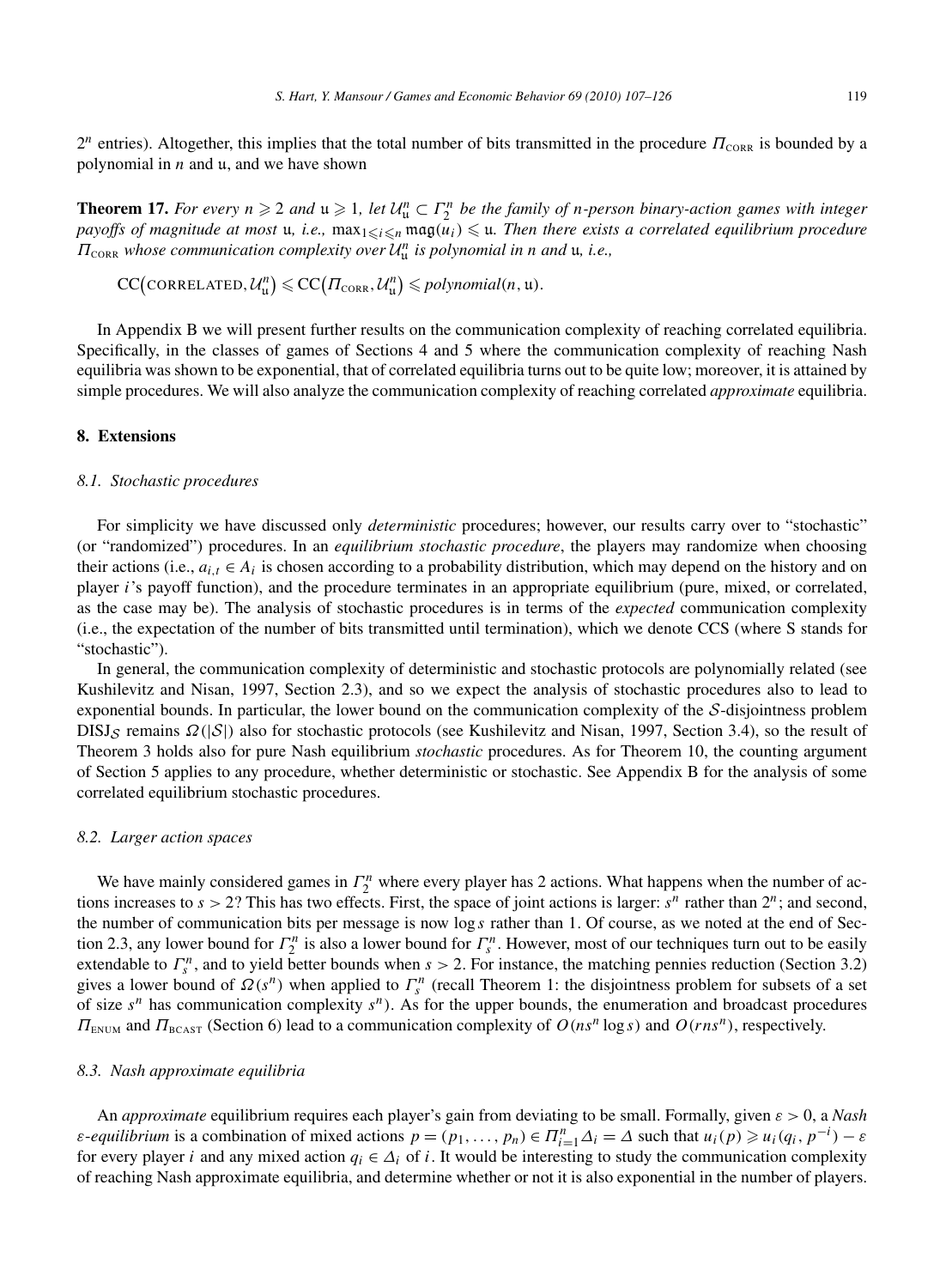$2^n$ entries). Altogether, this implies that the total number of bits transmitted in the procedure $\Pi_{\text{CORR}}$ is bounded by a polynomial in $n$ and $\mathfrak{u}$, and we have shown

**Theorem 17.** *For every $n \geqslant 2$ and $\mathfrak{u} \geqslant 1$, let $\mathcal{U}_{\mathfrak{u}}^n \subset \Gamma_2^n$ be the family of $n$-person binary-action games with integer payoffs of magnitude at most $\mathfrak{u}$, i.e., $\max_{1 \leqslant i \leqslant n} \mathfrak{mag}(u_i) \leqslant \mathfrak{u}$. Then there exists a correlated equilibrium procedure $\Pi_{\text{CORR}}$ whose communication complexity over $\mathcal{U}_{\mathfrak{u}}^n$ is polynomial in $n$ and $\mathfrak{u}$, i.e.,*

$$\text{CC}(\text{CORRELATED}, \mathcal{U}_{\mathfrak{u}}^n) \leqslant \text{CC}(\Pi_{\text{CORR}}, \mathcal{U}_{\mathfrak{u}}^n) \leqslant \textit{polynomial}(n, \mathfrak{u}).$$

In Appendix B we will present further results on the communication complexity of reaching correlated equilibria. Specifically, in the classes of games of Sections 4 and 5 where the communication complexity of reaching Nash equilibria was shown to be exponential, that of correlated equilibria turns out to be quite low; moreover, it is attained by simple procedures. We will also analyze the communication complexity of reaching correlated *approximate* equilibria.

## 8. Extensions

### 8.1. Stochastic procedures

For simplicity we have discussed only *deterministic* procedures; however, our results carry over to "stochastic" (or "randomized") procedures. In an *equilibrium stochastic procedure*, the players may randomize when choosing their actions (i.e., $a_{i,t} \in A_i$ is chosen according to a probability distribution, which may depend on the history and on player $i$'s payoff function), and the procedure terminates in an appropriate equilibrium (pure, mixed, or correlated, as the case may be). The analysis of stochastic procedures is in terms of the *expected* communication complexity (i.e., the expectation of the number of bits transmitted until termination), which we denote CCS (where S stands for "stochastic").

In general, the communication complexity of deterministic and stochastic protocols are polynomially related (see Kushilevitz and Nisan, 1997, Section 2.3), and so we expect the analysis of stochastic procedures also to lead to exponential bounds. In particular, the lower bound on the communication complexity of the $\mathcal{S}$-disjointness problem $\text{DISJ}_{\mathcal{S}}$ remains $\Omega(|\mathcal{S}|)$ also for stochastic protocols (see Kushilevitz and Nisan, 1997, Section 3.4), so the result of Theorem 3 holds also for pure Nash equilibrium *stochastic* procedures. As for Theorem 10, the counting argument of Section 5 applies to any procedure, whether deterministic or stochastic. See Appendix B for the analysis of some correlated equilibrium stochastic procedures.

### 8.2. Larger action spaces

We have mainly considered games in $\Gamma_2^n$ where every player has 2 actions. What happens when the number of actions increases to $s > 2$? This has two effects. First, the space of joint actions is larger: $s^n$ rather than $2^n$; and second, the number of communication bits per message is now $\log s$ rather than 1. Of course, as we noted at the end of Section 2.3, any lower bound for $\Gamma_2^n$ is also a lower bound for $\Gamma_s^n$. However, most of our techniques turn out to be easily extendable to $\Gamma_s^n$, and to yield better bounds when $s > 2$. For instance, the matching pennies reduction (Section 3.2) gives a lower bound of $\Omega(s^n)$ when applied to $\Gamma_s^n$ (recall Theorem 1: the disjointness problem for subsets of a set of size $s^n$ has communication complexity $s^n$). As for the upper bounds, the enumeration and broadcast procedures $\Pi_{\text{ENUM}}$ and $\Pi_{\text{BCAST}}$ (Section 6) lead to a communication complexity of $O(ns^n \log s)$ and $O(rns^n)$, respectively.

### 8.3. Nash approximate equilibria

An *approximate* equilibrium requires each player's gain from deviating to be small. Formally, given $\varepsilon > 0$, a *Nash $\varepsilon$-equilibrium* is a combination of mixed actions $p = (p_1, \ldots, p_n) \in \Pi_{i=1}^n \Delta_i = \Delta$ such that $u_i(p) \geqslant u_i(q_i, p^{-i}) - \varepsilon$ for every player $i$ and any mixed action $q_i \in \Delta_i$ of $i$. It would be interesting to study the communication complexity of reaching Nash approximate equilibria, and determine whether or not it is also exponential in the number of players.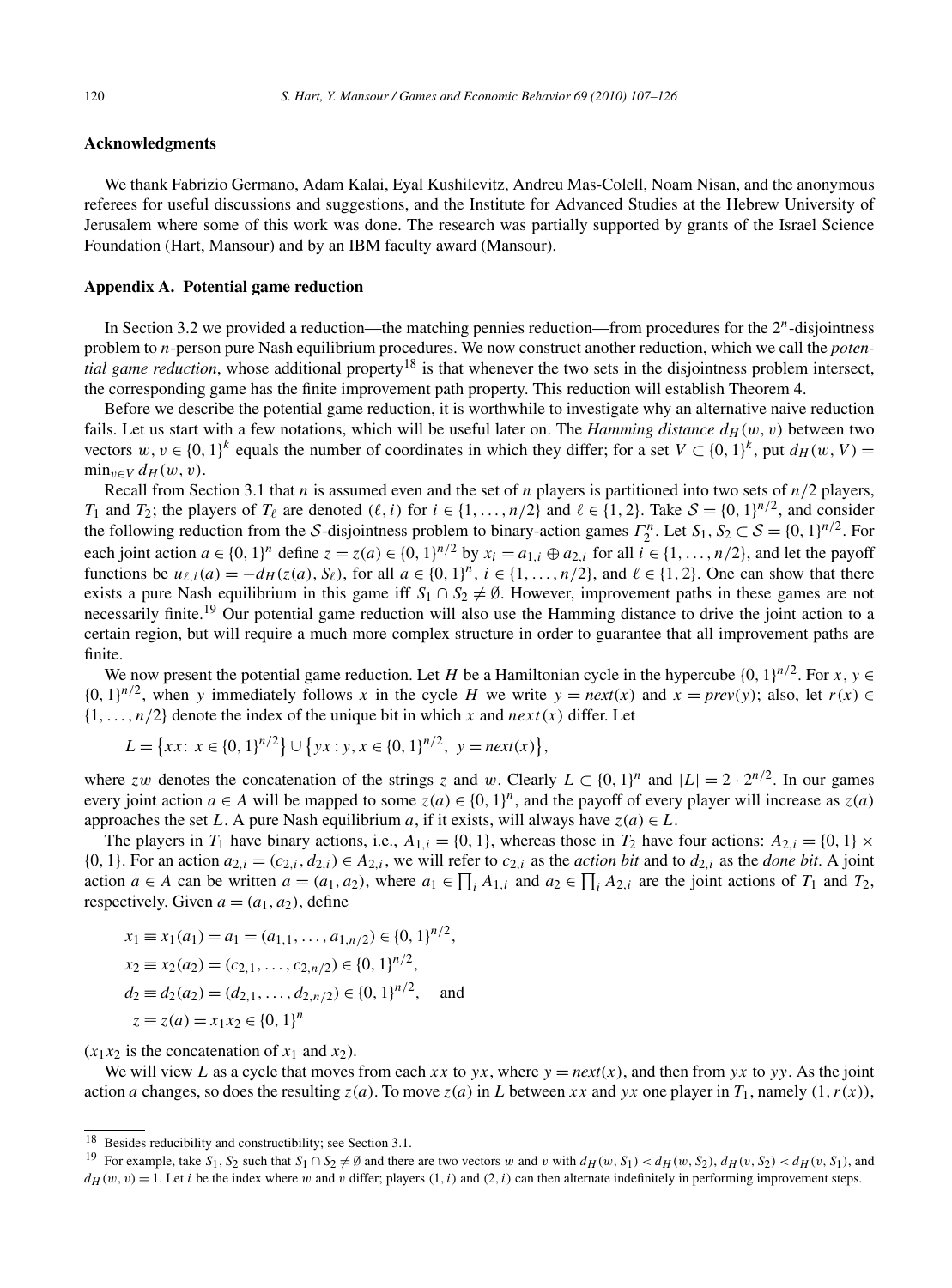## Acknowledgments

We thank Fabrizio Germano, Adam Kalai, Eyal Kushilevitz, Andreu Mas-Colell, Noam Nisan, and the anonymous referees for useful discussions and suggestions, and the Institute for Advanced Studies at the Hebrew University of Jerusalem where some of this work was done. The research was partially supported by grants of the Israel Science Foundation (Hart, Mansour) and by an IBM faculty award (Mansour).

## Appendix A. Potential game reduction

In Section 3.2 we provided a reduction—the matching pennies reduction—from procedures for the $2^n$-disjointness problem to $n$-person pure Nash equilibrium procedures. We now construct another reduction, which we call the *potential game reduction*, whose additional property[18] is that whenever the two sets in the disjointness problem intersect, the corresponding game has the finite improvement path property. This reduction will establish Theorem 4.

Before we describe the potential game reduction, it is worthwhile to investigate why an alternative naive reduction fails. Let us start with a few notations, which will be useful later on. The *Hamming distance* $d_H(w, v)$ between two vectors $w, v \in \{0,1\}^k$ equals the number of coordinates in which they differ; for a set $V \subset \{0,1\}^k$, put $d_H(w, V) = \min_{v \in V} d_H(w, v)$.

Recall from Section 3.1 that $n$ is assumed even and the set of $n$ players is partitioned into two sets of $n/2$ players, $T_1$ and $T_2$; the players of $T_\ell$ are denoted $(\ell, i)$ for $i \in \{1, \ldots, n/2\}$ and $\ell \in \{1, 2\}$. Take $\mathcal{S} = \{0,1\}^{n/2}$, and consider the following reduction from the $\mathcal{S}$-disjointness problem to binary-action games $\Gamma_2^n$. Let $S_1, S_2 \subset \mathcal{S} = \{0,1\}^{n/2}$. For each joint action $a \in \{0,1\}^n$ define $z = z(a) \in \{0,1\}^{n/2}$ by $x_i = a_{1,i} \oplus a_{2,i}$ for all $i \in \{1, \ldots, n/2\}$, and let the payoff functions be $u_{\ell,i}(a) = -d_H(z(a), S_\ell)$, for all $a \in \{0,1\}^n$, $i \in \{1, \ldots, n/2\}$, and $\ell \in \{1, 2\}$. One can show that there exists a pure Nash equilibrium in this game iff $S_1 \cap S_2 \neq \emptyset$. However, improvement paths in these games are not necessarily finite.[19] Our potential game reduction will also use the Hamming distance to drive the joint action to a certain region, but will require a much more complex structure in order to guarantee that all improvement paths are finite.

We now present the potential game reduction. Let $H$ be a Hamiltonian cycle in the hypercube $\{0,1\}^{n/2}$. For $x, y \in \{0,1\}^{n/2}$, when $y$ immediately follows $x$ in the cycle $H$ we write $y = \mathit{next}(x)$ and $x = \mathit{prev}(y)$; also, let $r(x) \in \{1, \ldots, n/2\}$ denote the index of the unique bit in which $x$ and $\mathit{next}(x)$ differ. Let

$$L = \{xx\colon x \in \{0,1\}^{n/2}\} \cup \{yx\colon y, x \in \{0,1\}^{n/2},\ y = \mathit{next}(x)\},$$

where $zw$ denotes the concatenation of the strings $z$ and $w$. Clearly $L \subset \{0,1\}^n$ and $|L| = 2 \cdot 2^{n/2}$. In our games every joint action $a \in A$ will be mapped to some $z(a) \in \{0,1\}^n$, and the payoff of every player will increase as $z(a)$ approaches the set $L$. A pure Nash equilibrium $a$, if it exists, will always have $z(a) \in L$.

The players in $T_1$ have binary actions, i.e., $A_{1,i} = \{0,1\}$, whereas those in $T_2$ have four actions: $A_{2,i} = \{0,1\} \times \{0,1\}$. For an action $a_{2,i} = (c_{2,i}, d_{2,i}) \in A_{2,i}$, we will refer to $c_{2,i}$ as the *action bit* and to $d_{2,i}$ as the *done bit*. A joint action $a \in A$ can be written $a = (a_1, a_2)$, where $a_1 \in \prod_i A_{1,i}$ and $a_2 \in \prod_i A_{2,i}$ are the joint actions of $T_1$ and $T_2$, respectively. Given $a = (a_1, a_2)$, define

$$\begin{aligned}
x_1 &\equiv x_1(a_1) = a_1 = (a_{1,1}, \ldots, a_{1,n/2}) \in \{0,1\}^{n/2}, \\
x_2 &\equiv x_2(a_2) = (c_{2,1}, \ldots, c_{2,n/2}) \in \{0,1\}^{n/2}, \\
d_2 &\equiv d_2(a_2) = (d_{2,1}, \ldots, d_{2,n/2}) \in \{0,1\}^{n/2}, \quad \text{and} \\
z &\equiv z(a) = x_1 x_2 \in \{0,1\}^n
\end{aligned}$$

($x_1 x_2$ is the concatenation of $x_1$ and $x_2$).

We will view $L$ as a cycle that moves from each $xx$ to $yx$, where $y = \mathit{next}(x)$, and then from $yx$ to $yy$. As the joint action $a$ changes, so does the resulting $z(a)$. To move $z(a)$ in $L$ between $xx$ and $yx$ one player in $T_1$, namely $(1, r(x))$,

---

[18] Besides reducibility and constructibility; see Section 3.1.

[19] For example, take $S_1, S_2$ such that $S_1 \cap S_2 \neq \emptyset$ and there are two vectors $w$ and $v$ with $d_H(w, S_1) < d_H(w, S_2)$, $d_H(v, S_2) < d_H(v, S_1)$, and $d_H(w, v) = 1$. Let $i$ be the index where $w$ and $v$ differ; players $(1, i)$ and $(2, i)$ can then alternate indefinitely in performing improvement steps.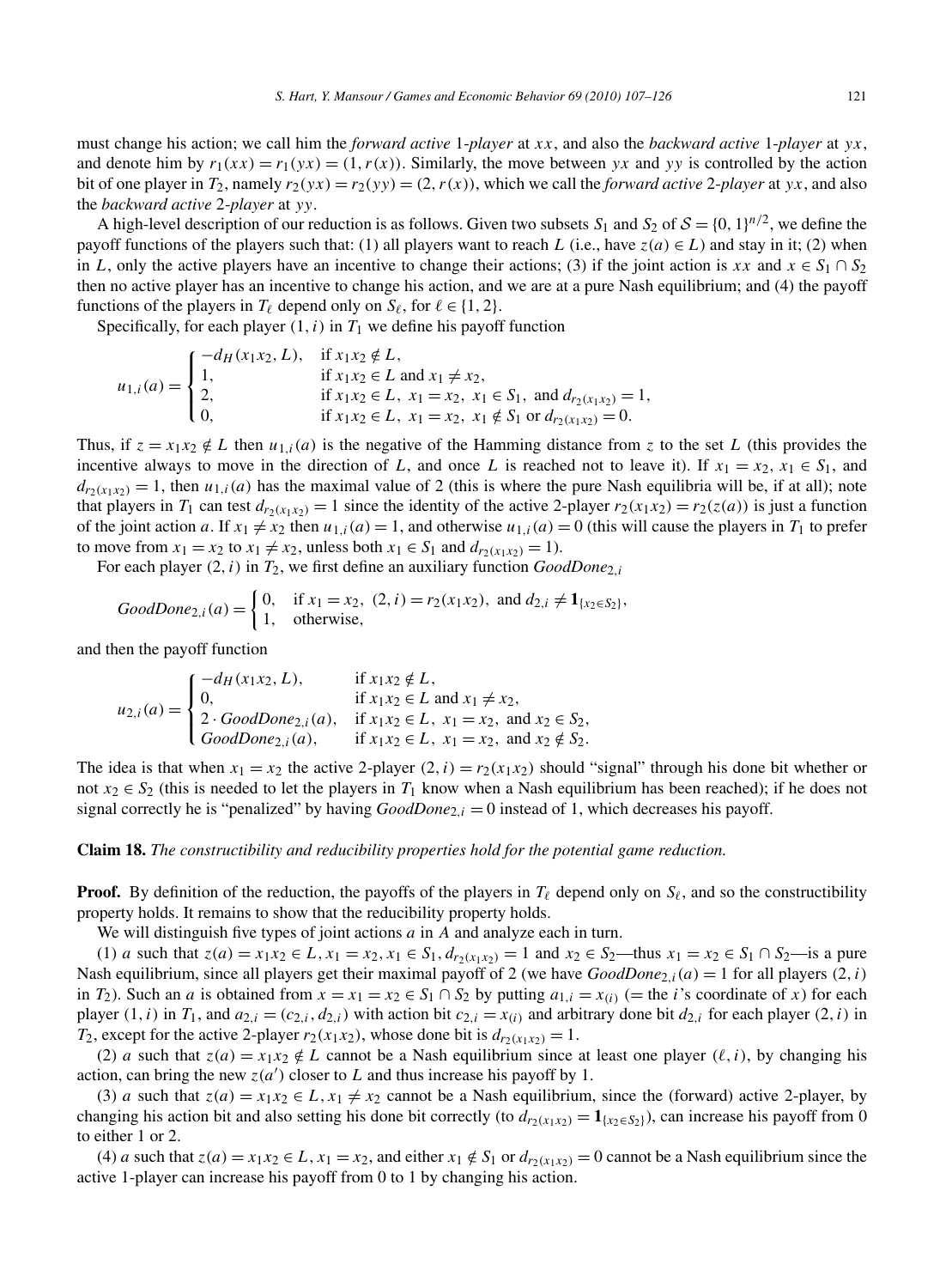must change his action; we call him the *forward active* 1*-player* at $xx$, and also the *backward active* 1*-player* at $yx$, and denote him by $r_1(xx) = r_1(yx) = (1, r(x))$. Similarly, the move between $yx$ and $yy$ is controlled by the action bit of one player in $T_2$, namely $r_2(yx) = r_2(yy) = (2, r(x))$, which we call the *forward active* 2*-player* at $yx$, and also the *backward active* 2*-player* at $yy$.

A high-level description of our reduction is as follows. Given two subsets $S_1$ and $S_2$ of $\mathcal{S} = \{0,1\}^{n/2}$, we define the payoff functions of the players such that: (1) all players want to reach $L$ (i.e., have $z(a) \in L$) and stay in it; (2) when in $L$, only the active players have an incentive to change their actions; (3) if the joint action is $xx$ and $x \in S_1 \cap S_2$ then no active player has an incentive to change his action, and we are at a pure Nash equilibrium; and (4) the payoff functions of the players in $T_\ell$ depend only on $S_\ell$, for $\ell \in \{1, 2\}$.

Specifically, for each player $(1, i)$ in $T_1$ we define his payoff function

$$u_{1,i}(a) = \begin{cases} -d_H(x_1x_2, L), & \text{if } x_1x_2 \notin L, \\ 1, & \text{if } x_1x_2 \in L \text{ and } x_1 \neq x_2, \\ 2, & \text{if } x_1x_2 \in L,\ x_1 = x_2,\ x_1 \in S_1, \text{ and } d_{r_2(x_1x_2)} = 1, \\ 0, & \text{if } x_1x_2 \in L,\ x_1 = x_2,\ x_1 \notin S_1 \text{ or } d_{r_2(x_1x_2)} = 0. \end{cases}$$

Thus, if $z = x_1x_2 \notin L$ then $u_{1,i}(a)$ is the negative of the Hamming distance from $z$ to the set $L$ (this provides the incentive always to move in the direction of $L$, and once $L$ is reached not to leave it). If $x_1 = x_2$, $x_1 \in S_1$, and $d_{r_2(x_1x_2)} = 1$, then $u_{1,i}(a)$ has the maximal value of 2 (this is where the pure Nash equilibria will be, if at all); note that players in $T_1$ can test $d_{r_2(x_1x_2)} = 1$ since the identity of the active 2-player $r_2(x_1x_2) = r_2(z(a))$ is just a function of the joint action $a$. If $x_1 \neq x_2$ then $u_{1,i}(a) = 1$, and otherwise $u_{1,i}(a) = 0$ (this will cause the players in $T_1$ to prefer to move from $x_1 = x_2$ to $x_1 \neq x_2$, unless both $x_1 \in S_1$ and $d_{r_2(x_1x_2)} = 1$).

For each player $(2, i)$ in $T_2$, we first define an auxiliary function $GoodDone_{2,i}$

$$GoodDone_{2,i}(a) = \begin{cases} 0, & \text{if } x_1 = x_2,\ (2,i) = r_2(x_1x_2), \text{ and } d_{2,i} \neq \mathbf{1}_{\{x_2 \in S_2\}}, \\ 1, & \text{otherwise,} \end{cases}$$

and then the payoff function

$$u_{2,i}(a) = \begin{cases} -d_H(x_1x_2, L), & \text{if } x_1x_2 \notin L, \\ 0, & \text{if } x_1x_2 \in L \text{ and } x_1 \neq x_2, \\ 2 \cdot GoodDone_{2,i}(a), & \text{if } x_1x_2 \in L,\ x_1 = x_2, \text{ and } x_2 \in S_2, \\ GoodDone_{2,i}(a), & \text{if } x_1x_2 \in L,\ x_1 = x_2, \text{ and } x_2 \notin S_2. \end{cases}$$

The idea is that when $x_1 = x_2$ the active 2-player $(2, i) = r_2(x_1x_2)$ should "signal" through his done bit whether or not $x_2 \in S_2$ (this is needed to let the players in $T_1$ know when a Nash equilibrium has been reached); if he does not signal correctly he is "penalized" by having $GoodDone_{2,i} = 0$ instead of 1, which decreases his payoff.

**Claim 18.** *The constructibility and reducibility properties hold for the potential game reduction.*

**Proof.** By definition of the reduction, the payoffs of the players in $T_\ell$ depend only on $S_\ell$, and so the constructibility property holds. It remains to show that the reducibility property holds.

We will distinguish five types of joint actions $a$ in $A$ and analyze each in turn.

(1) $a$ such that $z(a) = x_1x_2 \in L$, $x_1 = x_2$, $x_1 \in S_1$, $d_{r_2(x_1x_2)} = 1$ and $x_2 \in S_2$—thus $x_1 = x_2 \in S_1 \cap S_2$—is a pure Nash equilibrium, since all players get their maximal payoff of 2 (we have $GoodDone_{2,i}(a) = 1$ for all players $(2, i)$ in $T_2$). Such an $a$ is obtained from $x = x_1 = x_2 \in S_1 \cap S_2$ by putting $a_{1,i} = x_{(i)}$ (= the $i$'s coordinate of $x$) for each player $(1, i)$ in $T_1$, and $a_{2,i} = (c_{2,i}, d_{2,i})$ with action bit $c_{2,i} = x_{(i)}$ and arbitrary done bit $d_{2,i}$ for each player $(2, i)$ in $T_2$, except for the active 2-player $r_2(x_1x_2)$, whose done bit is $d_{r_2(x_1x_2)} = 1$.

(2) $a$ such that $z(a) = x_1x_2 \notin L$ cannot be a Nash equilibrium since at least one player $(\ell, i)$, by changing his action, can bring the new $z(a')$ closer to $L$ and thus increase his payoff by 1.

(3) $a$ such that $z(a) = x_1x_2 \in L$, $x_1 \neq x_2$ cannot be a Nash equilibrium, since the (forward) active 2-player, by changing his action bit and also setting his done bit correctly (to $d_{r_2(x_1x_2)} = \mathbf{1}_{\{x_2 \in S_2\}}$), can increase his payoff from 0 to either 1 or 2.

(4) $a$ such that $z(a) = x_1x_2 \in L$, $x_1 = x_2$, and either $x_1 \notin S_1$ or $d_{r_2(x_1x_2)} = 0$ cannot be a Nash equilibrium since the active 1-player can increase his payoff from 0 to 1 by changing his action.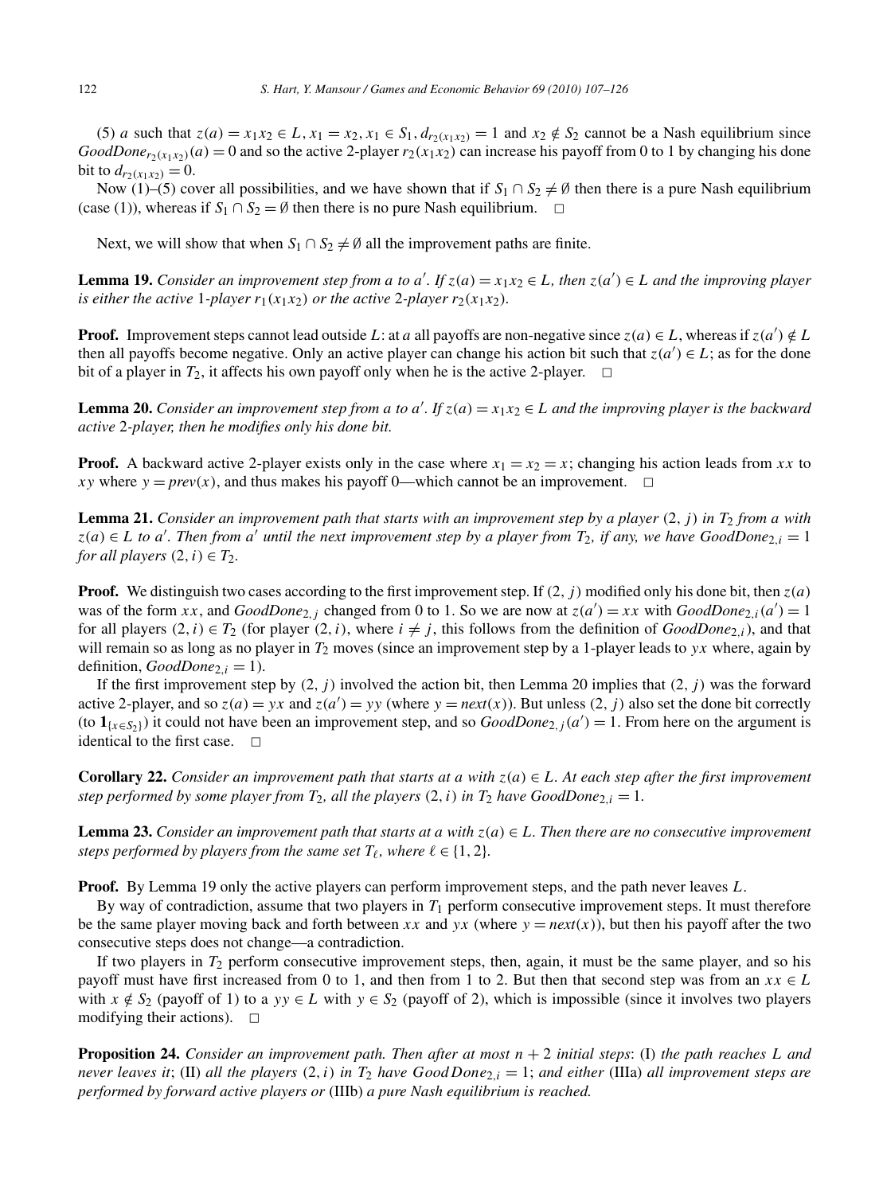(5) $a$ such that $z(a) = x_1x_2 \in L$, $x_1 = x_2$, $x_1 \in S_1$, $d_{r_2(x_1x_2)} = 1$ and $x_2 \notin S_2$ cannot be a Nash equilibrium since $GoodDone_{r_2(x_1x_2)}(a) = 0$ and so the active 2-player $r_2(x_1x_2)$ can increase his payoff from 0 to 1 by changing his done bit to $d_{r_2(x_1x_2)} = 0$.

Now (1)–(5) cover all possibilities, and we have shown that if $S_1 \cap S_2 \neq \emptyset$ then there is a pure Nash equilibrium (case (1)), whereas if $S_1 \cap S_2 = \emptyset$ then there is no pure Nash equilibrium. □

Next, we will show that when $S_1 \cap S_2 \neq \emptyset$ all the improvement paths are finite.

**Lemma 19.** *Consider an improvement step from $a$ to $a'$. If $z(a) = x_1x_2 \in L$, then $z(a') \in L$ and the improving player is either the active 1-player $r_1(x_1x_2)$ or the active 2-player $r_2(x_1x_2)$.*

**Proof.** Improvement steps cannot lead outside $L$: at $a$ all payoffs are non-negative since $z(a) \in L$, whereas if $z(a') \notin L$ then all payoffs become negative. Only an active player can change his action bit such that $z(a') \in L$; as for the done bit of a player in $T_2$, it affects his own payoff only when he is the active 2-player. □

**Lemma 20.** *Consider an improvement step from $a$ to $a'$. If $z(a) = x_1x_2 \in L$ and the improving player is the backward active 2-player, then he modifies only his done bit.*

**Proof.** A backward active 2-player exists only in the case where $x_1 = x_2 = x$; changing his action leads from $xx$ to $xy$ where $y = prev(x)$, and thus makes his payoff 0—which cannot be an improvement. □

**Lemma 21.** *Consider an improvement path that starts with an improvement step by a player $(2, j)$ in $T_2$ from $a$ with $z(a) \in L$ to $a'$. Then from $a'$ until the next improvement step by a player from $T_2$, if any, we have $GoodDone_{2,i} = 1$ for all players $(2, i) \in T_2$.*

**Proof.** We distinguish two cases according to the first improvement step. If $(2, j)$ modified only his done bit, then $z(a)$ was of the form $xx$, and $GoodDone_{2,j}$ changed from 0 to 1. So we are now at $z(a') = xx$ with $GoodDone_{2,i}(a') = 1$ for all players $(2, i) \in T_2$ (for player $(2, i)$, where $i \neq j$, this follows from the definition of $GoodDone_{2,i}$), and that will remain so as long as no player in $T_2$ moves (since an improvement step by a 1-player leads to $yx$ where, again by definition, $GoodDone_{2,i} = 1$).

If the first improvement step by $(2, j)$ involved the action bit, then Lemma 20 implies that $(2, j)$ was the forward active 2-player, and so $z(a) = yx$ and $z(a') = yy$ (where $y = next(x)$). But unless $(2, j)$ also set the done bit correctly (to $\mathbf{1}_{\{x \in S_2\}}$) it could not have been an improvement step, and so $GoodDone_{2,j}(a') = 1$. From here on the argument is identical to the first case. □

**Corollary 22.** *Consider an improvement path that starts at $a$ with $z(a) \in L$. At each step after the first improvement step performed by some player from $T_2$, all the players $(2, i)$ in $T_2$ have $GoodDone_{2,i} = 1$.*

**Lemma 23.** *Consider an improvement path that starts at $a$ with $z(a) \in L$. Then there are no consecutive improvement steps performed by players from the same set $T_\ell$, where $\ell \in \{1, 2\}$.*

**Proof.** By Lemma 19 only the active players can perform improvement steps, and the path never leaves $L$.

By way of contradiction, assume that two players in $T_1$ perform consecutive improvement steps. It must therefore be the same player moving back and forth between $xx$ and $yx$ (where $y = next(x)$), but then his payoff after the two consecutive steps does not change—a contradiction.

If two players in $T_2$ perform consecutive improvement steps, then, again, it must be the same player, and so his payoff must have first increased from 0 to 1, and then from 1 to 2. But then that second step was from an $xx \in L$ with $x \notin S_2$ (payoff of 1) to a $yy \in L$ with $y \in S_2$ (payoff of 2), which is impossible (since it involves two players modifying their actions). □

**Proposition 24.** *Consider an improvement path. Then after at most $n + 2$ initial steps*: (I) *the path reaches $L$ and never leaves it*; (II) *all the players $(2, i)$ in $T_2$ have $GoodDone_{2,i} = 1$; and either* (IIIa) *all improvement steps are performed by forward active players or* (IIIb) *a pure Nash equilibrium is reached.*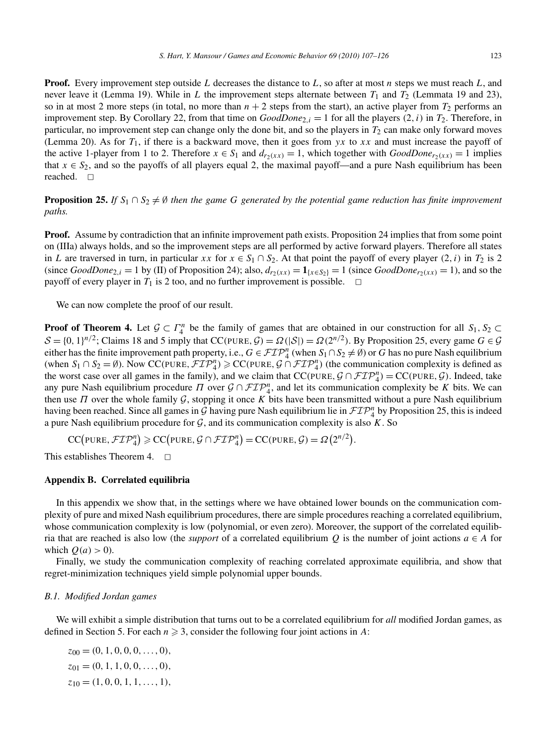**Proof.** Every improvement step outside $L$ decreases the distance to $L$, so after at most $n$ steps we must reach $L$, and never leave it (Lemma 19). While in $L$ the improvement steps alternate between $T_1$ and $T_2$ (Lemmata 19 and 23), so in at most 2 more steps (in total, no more than $n+2$ steps from the start), an active player from $T_2$ performs an improvement step. By Corollary 22, from that time on $GoodDone_{2,i} = 1$ for all the players $(2,i)$ in $T_2$. Therefore, in particular, no improvement step can change only the done bit, and so the players in $T_2$ can make only forward moves (Lemma 20). As for $T_1$, if there is a backward move, then it goes from $yx$ to $xx$ and must increase the payoff of the active 1-player from 1 to 2. Therefore $x \in S_1$ and $d_{r_2(xx)} = 1$, which together with $GoodDone_{r_2(xx)} = 1$ implies that $x \in S_2$, and so the payoffs of all players equal 2, the maximal payoff—and a pure Nash equilibrium has been reached. $\square$

**Proposition 25.** *If $S_1 \cap S_2 \neq \emptyset$ then the game $G$ generated by the potential game reduction has finite improvement paths.*

**Proof.** Assume by contradiction that an infinite improvement path exists. Proposition 24 implies that from some point on (IIIa) always holds, and so the improvement steps are all performed by active forward players. Therefore all states in $L$ are traversed in turn, in particular $xx$ for $x \in S_1 \cap S_2$. At that point the payoff of every player $(2,i)$ in $T_2$ is 2 (since $GoodDone_{2,i} = 1$ by (II) of Proposition 24); also, $d_{r_2(xx)} = \mathbf{1}_{\{x \in S_2\}} = 1$ (since $GoodDone_{r_2(xx)} = 1$), and so the payoff of every player in $T_1$ is 2 too, and no further improvement is possible. $\square$

We can now complete the proof of our result.

**Proof of Theorem 4.** Let $\mathcal{G} \subset \Gamma_4^n$ be the family of games that are obtained in our construction for all $S_1, S_2 \subset \mathcal{S} = \{0,1\}^{n/2}$; Claims 18 and 5 imply that $\mathrm{CC}(\mathrm{PURE}, \mathcal{G}) = \Omega(|\mathcal{S}|) = \Omega(2^{n/2})$. By Proposition 25, every game $G \in \mathcal{G}$ either has the finite improvement path property, i.e., $G \in \mathcal{FIP}_4^n$ (when $S_1 \cap S_2 \neq \emptyset$) or $G$ has no pure Nash equilibrium (when $S_1 \cap S_2 = \emptyset$). Now $\mathrm{CC}(\mathrm{PURE}, \mathcal{FIP}_4^n) \geqslant \mathrm{CC}(\mathrm{PURE}, \mathcal{G} \cap \mathcal{FIP}_4^n)$ (the communication complexity is defined as the worst case over all games in the family), and we claim that $\mathrm{CC}(\mathrm{PURE}, \mathcal{G} \cap \mathcal{FIP}_4^n) = \mathrm{CC}(\mathrm{PURE}, \mathcal{G})$. Indeed, take any pure Nash equilibrium procedure $\Pi$ over $\mathcal{G} \cap \mathcal{FIP}_4^n$, and let its communication complexity be $K$ bits. We can then use $\Pi$ over the whole family $\mathcal{G}$, stopping it once $K$ bits have been transmitted without a pure Nash equilibrium having been reached. Since all games in $\mathcal{G}$ having pure Nash equilibrium lie in $\mathcal{FIP}_4^n$ by Proposition 25, this is indeed a pure Nash equilibrium procedure for $\mathcal{G}$, and its communication complexity is also $K$. So

$$\mathrm{CC}(\mathrm{PURE}, \mathcal{FIP}_4^n) \geqslant \mathrm{CC}(\mathrm{PURE}, \mathcal{G} \cap \mathcal{FIP}_4^n) = \mathrm{CC}(\mathrm{PURE}, \mathcal{G}) = \Omega(2^{n/2}).$$

This establishes Theorem 4. $\square$

## Appendix B. Correlated equilibria

In this appendix we show that, in the settings where we have obtained lower bounds on the communication complexity of pure and mixed Nash equilibrium procedures, there are simple procedures reaching a correlated equilibrium, whose communication complexity is low (polynomial, or even zero). Moreover, the support of the correlated equilibria that are reached is also low (the *support* of a correlated equilibrium $Q$ is the number of joint actions $a \in A$ for which $Q(a) > 0$).

Finally, we study the communication complexity of reaching correlated approximate equilibria, and show that regret-minimization techniques yield simple polynomial upper bounds.

### B.1. Modified Jordan games

We will exhibit a simple distribution that turns out to be a correlated equilibrium for *all* modified Jordan games, as defined in Section 5. For each $n \geqslant 3$, consider the following four joint actions in $A$:

$$z_{00} = (0, 1, 0, 0, 0, \ldots, 0),$$
$$z_{01} = (0, 1, 1, 0, 0, \ldots, 0),$$
$$z_{10} = (1, 0, 0, 1, 1, \ldots, 1),$$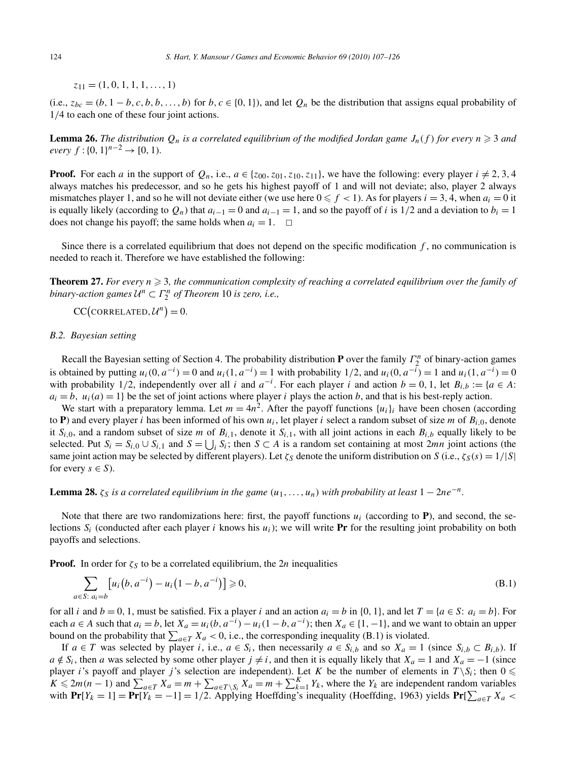$z_{11} = (1, 0, 1, 1, 1, \ldots, 1)$

(i.e., $z_{bc} = (b, 1-b, c, b, b, \ldots, b)$ for $b, c \in \{0, 1\}$), and let $Q_n$ be the distribution that assigns equal probability of 1/4 to each one of these four joint actions.

**Lemma 26.** *The distribution $Q_n$ is a correlated equilibrium of the modified Jordan game $J_n(f)$ for every $n \geqslant 3$ and every $f : \{0, 1\}^{n-2} \to [0, 1)$.*

**Proof.** For each $a$ in the support of $Q_n$, i.e., $a \in \{z_{00}, z_{01}, z_{10}, z_{11}\}$, we have the following: every player $i \neq 2, 3, 4$ always matches his predecessor, and so he gets his highest payoff of 1 and will not deviate; also, player 2 always mismatches player 1, and so he will not deviate either (we use here $0 \leqslant f < 1$). As for players $i = 3, 4$, when $a_i = 0$ it is equally likely (according to $Q_n$) that $a_{i-1} = 0$ and $a_{i-1} = 1$, and so the payoff of $i$ is 1/2 and a deviation to $b_i = 1$ does not change his payoff; the same holds when $a_i = 1$. $\square$

Since there is a correlated equilibrium that does not depend on the specific modification $f$, no communication is needed to reach it. Therefore we have established the following:

**Theorem 27.** *For every $n \geqslant 3$, the communication complexity of reaching a correlated equilibrium over the family of binary-action games $\mathcal{U}^n \subset \Gamma_2^n$ of Theorem 10 is zero, i.e.,*

$$\mathrm{CC}\big(\text{CORRELATED}, \mathcal{U}^n\big) = 0.$$

### B.2. Bayesian setting

Recall the Bayesian setting of Section 4. The probability distribution $\mathbf{P}$ over the family $\Gamma_2^n$ of binary-action games is obtained by putting $u_i(0, a^{-i}) = 0$ and $u_i(1, a^{-i}) = 1$ with probability 1/2, and $u_i(0, a^{-i}) = 1$ and $u_i(1, a^{-i}) = 0$ with probability 1/2, independently over all $i$ and $a^{-i}$. For each player $i$ and action $b = 0, 1$, let $B_{i,b} := \{a \in A: a_i = b,\ u_i(a) = 1\}$ be the set of joint actions where player $i$ plays the action $b$, and that is his best-reply action.

We start with a preparatory lemma. Let $m = 4n^2$. After the payoff functions $\{u_i\}_i$ have been chosen (according to $\mathbf{P}$) and every player $i$ has been informed of his own $u_i$, let player $i$ select a random subset of size $m$ of $B_{i,0}$, denote it $S_{i,0}$, and a random subset of size $m$ of $B_{i,1}$, denote it $S_{i,1}$, with all joint actions in each $B_{i,b}$ equally likely to be selected. Put $S_i = S_{i,0} \cup S_{i,1}$ and $S = \bigcup_i S_i$; then $S \subset A$ is a random set containing at most $2mn$ joint actions (the same joint action may be selected by different players). Let $\zeta_S$ denote the uniform distribution on $S$ (i.e., $\zeta_S(s) = 1/|S|$ for every $s \in S$).

**Lemma 28.** *$\zeta_S$ is a correlated equilibrium in the game $(u_1, \ldots, u_n)$ with probability at least $1 - 2ne^{-n}$.*

Note that there are two randomizations here: first, the payoff functions $u_i$ (according to $\mathbf{P}$), and second, the selections $S_i$ (conducted after each player $i$ knows his $u_i$); we will write $\mathbf{Pr}$ for the resulting joint probability on both payoffs and selections.

**Proof.** In order for $\zeta_S$ to be a correlated equilibrium, the $2n$ inequalities

$$\sum_{a \in S:\ a_i = b} \big[u_i\big(b, a^{-i}\big) - u_i\big(1-b, a^{-i}\big)\big] \geqslant 0, \tag{B.1}$$

for all $i$ and $b = 0, 1$, must be satisfied. Fix a player $i$ and an action $a_i = b$ in $\{0, 1\}$, and let $T = \{a \in S: a_i = b\}$. For each $a \in A$ such that $a_i = b$, let $X_a = u_i(b, a^{-i}) - u_i(1-b, a^{-i})$; then $X_a \in \{1, -1\}$, and we want to obtain an upper bound on the probability that $\sum_{a \in T} X_a < 0$, i.e., the corresponding inequality (B.1) is violated.

If $a \in T$ was selected by player $i$, i.e., $a \in S_i$, then necessarily $a \in S_{i,b}$ and so $X_a = 1$ (since $S_{i,b} \subset B_{i,b}$). If $a \notin S_i$, then $a$ was selected by some other player $j \neq i$, and then it is equally likely that $X_a = 1$ and $X_a = -1$ (since player $i$'s payoff and player $j$'s selection are independent). Let $K$ be the number of elements in $T \backslash S_i$; then $0 \leqslant K \leqslant 2m(n-1)$ and $\sum_{a \in T} X_a = m + \sum_{a \in T \backslash S_i} X_a = m + \sum_{k=1}^{K} Y_k$, where the $Y_k$ are independent random variables with $\mathbf{Pr}[Y_k = 1] = \mathbf{Pr}[Y_k = -1] = 1/2$. Applying Hoeffding's inequality (Hoeffding, 1963) yields $\mathbf{Pr}[\sum_{a \in T} X_a <$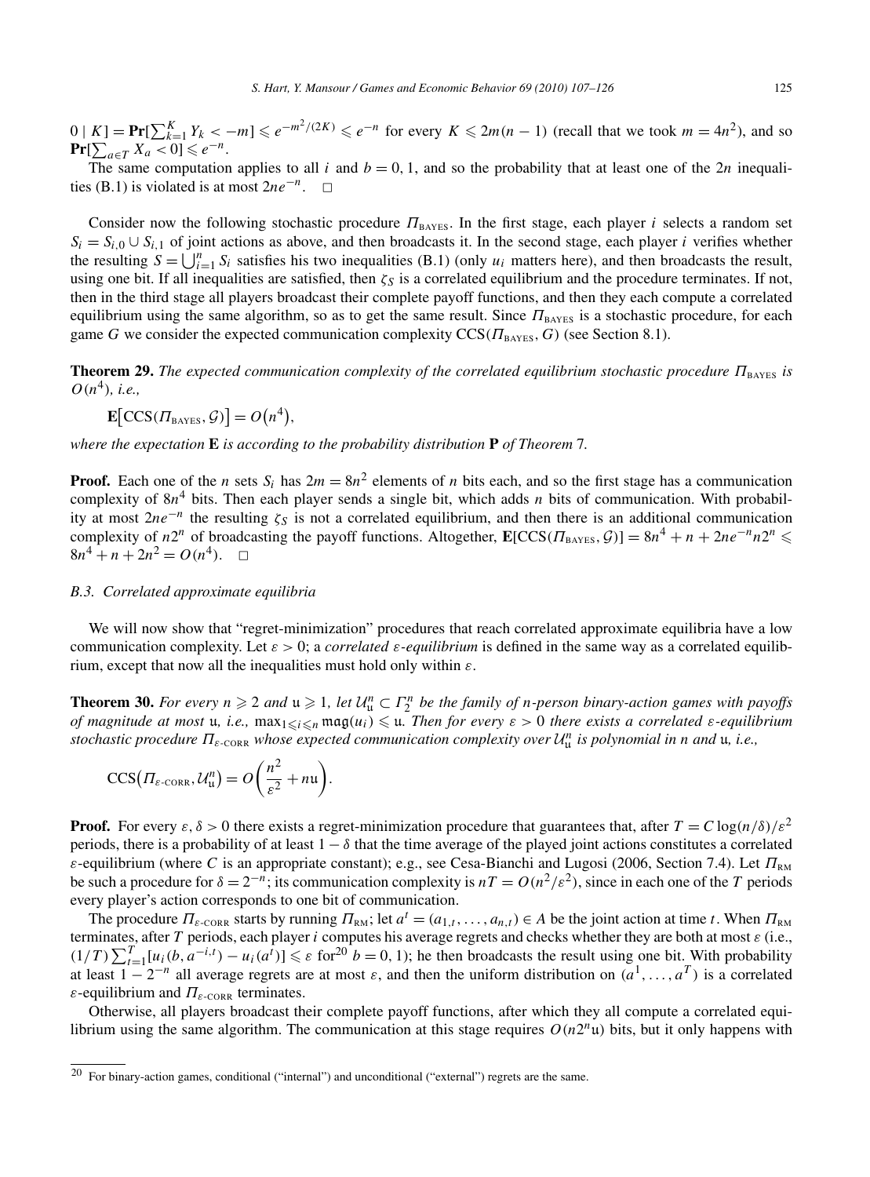$0 \mid K] = \mathbf{Pr}[\sum_{k=1}^{K} Y_k < -m] \leqslant e^{-m^2/(2K)} \leqslant e^{-n}$ for every $K \leqslant 2m(n-1)$ (recall that we took $m = 4n^2$), and so $\mathbf{Pr}[\sum_{a \in T} X_a < 0] \leqslant e^{-n}$.

The same computation applies to all $i$ and $b = 0, 1$, and so the probability that at least one of the $2n$ inequalities (B.1) is violated is at most $2ne^{-n}$. $\square$

Consider now the following stochastic procedure $\Pi_{\text{BAYES}}$. In the first stage, each player $i$ selects a random set $S_i = S_{i,0} \cup S_{i,1}$ of joint actions as above, and then broadcasts it. In the second stage, each player $i$ verifies whether the resulting $S = \bigcup_{i=1}^{n} S_i$ satisfies his two inequalities (B.1) (only $u_i$ matters here), and then broadcasts the result, using one bit. If all inequalities are satisfied, then $\zeta_S$ is a correlated equilibrium and the procedure terminates. If not, then in the third stage all players broadcast their complete payoff functions, and then they each compute a correlated equilibrium using the same algorithm, so as to get the same result. Since $\Pi_{\text{BAYES}}$ is a stochastic procedure, for each game $G$ we consider the expected communication complexity $\text{CCS}(\Pi_{\text{BAYES}}, G)$ (see Section 8.1).

**Theorem 29.** *The expected communication complexity of the correlated equilibrium stochastic procedure $\Pi_{\text{BAYES}}$ is $O(n^4)$, i.e.,*

$$\mathbf{E}\big[\text{CCS}(\Pi_{\text{BAYES}}, \mathcal{G})\big] = O\big(n^4\big),$$

*where the expectation* $\mathbf{E}$ *is according to the probability distribution* $\mathbf{P}$ *of Theorem* 7.

**Proof.** Each one of the $n$ sets $S_i$ has $2m = 8n^2$ elements of $n$ bits each, and so the first stage has a communication complexity of $8n^4$ bits. Then each player sends a single bit, which adds $n$ bits of communication. With probability at most $2ne^{-n}$ the resulting $\zeta_S$ is not a correlated equilibrium, and then there is an additional communication complexity of $n2^n$ of broadcasting the payoff functions. Altogether, $\mathbf{E}[\text{CCS}(\Pi_{\text{BAYES}}, \mathcal{G})] = 8n^4 + n + 2ne^{-n}n2^n \leqslant 8n^4 + n + 2n^2 = O(n^4)$. $\square$

### B.3. Correlated approximate equilibria

We will now show that "regret-minimization" procedures that reach correlated approximate equilibria have a low communication complexity. Let $\varepsilon > 0$; a *correlated $\varepsilon$-equilibrium* is defined in the same way as a correlated equilibrium, except that now all the inequalities must hold only within $\varepsilon$.

**Theorem 30.** *For every $n \geqslant 2$ and $\mathfrak{u} \geqslant 1$, let $\mathcal{U}_{\mathfrak{u}}^n \subset \Gamma_2^n$ be the family of $n$-person binary-action games with payoffs of magnitude at most $\mathfrak{u}$, i.e., $\max_{1 \leqslant i \leqslant n} \mathfrak{mag}(u_i) \leqslant \mathfrak{u}$. Then for every $\varepsilon > 0$ there exists a correlated $\varepsilon$-equilibrium stochastic procedure $\Pi_{\varepsilon\text{-CORR}}$ whose expected communication complexity over $\mathcal{U}_{\mathfrak{u}}^n$ is polynomial in $n$ and $\mathfrak{u}$, i.e.,*

$$\text{CCS}\big(\Pi_{\varepsilon\text{-CORR}}, \mathcal{U}_{\mathfrak{u}}^n\big) = O\left(\frac{n^2}{\varepsilon^2} + n\mathfrak{u}\right).$$

**Proof.** For every $\varepsilon, \delta > 0$ there exists a regret-minimization procedure that guarantees that, after $T = C\log(n/\delta)/\varepsilon^2$ periods, there is a probability of at least $1 - \delta$ that the time average of the played joint actions constitutes a correlated $\varepsilon$-equilibrium (where $C$ is an appropriate constant); e.g., see Cesa-Bianchi and Lugosi (2006, Section 7.4). Let $\Pi_{\text{RM}}$ be such a procedure for $\delta = 2^{-n}$; its communication complexity is $nT = O(n^2/\varepsilon^2)$, since in each one of the $T$ periods every player's action corresponds to one bit of communication.

The procedure $\Pi_{\varepsilon\text{-CORR}}$ starts by running $\Pi_{\text{RM}}$; let $a^t = (a_{1,t}, \ldots, a_{n,t}) \in A$ be the joint action at time $t$. When $\Pi_{\text{RM}}$ terminates, after $T$ periods, each player $i$ computes his average regrets and checks whether they are both at most $\varepsilon$ (i.e., $(1/T)\sum_{t=1}^{T}[u_i(b, a^{-i,t}) - u_i(a^t)] \leqslant \varepsilon$ for[20] $b = 0, 1$); he then broadcasts the result using one bit. With probability at least $1 - 2^{-n}$ all average regrets are at most $\varepsilon$, and then the uniform distribution on $(a^1, \ldots, a^T)$ is a correlated $\varepsilon$-equilibrium and $\Pi_{\varepsilon\text{-CORR}}$ terminates.

Otherwise, all players broadcast their complete payoff functions, after which they all compute a correlated equilibrium using the same algorithm. The communication at this stage requires $O(n2^n\mathfrak{u})$ bits, but it only happens with

[20] For binary-action games, conditional ("internal") and unconditional ("external") regrets are the same.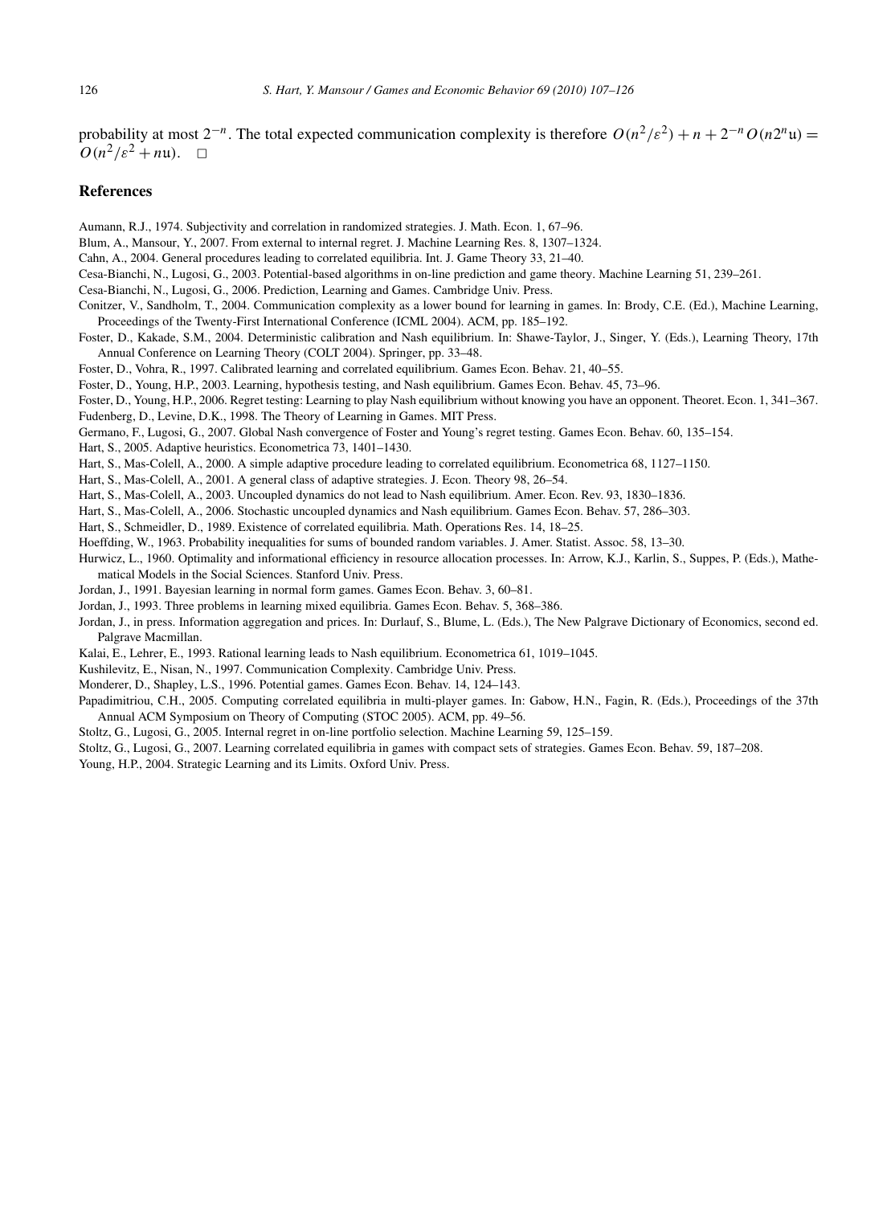probability at most $2^{-n}$. The total expected communication complexity is therefore $O(n^2/\varepsilon^2) + n + 2^{-n} O(n 2^n \mathfrak{u}) = O(n^2/\varepsilon^2 + n\mathfrak{u})$. $\square$

## References

Aumann, R.J., 1974. Subjectivity and correlation in randomized strategies. J. Math. Econ. 1, 67–96.

Blum, A., Mansour, Y., 2007. From external to internal regret. J. Machine Learning Res. 8, 1307–1324.

Cahn, A., 2004. General procedures leading to correlated equilibria. Int. J. Game Theory 33, 21–40.

Cesa-Bianchi, N., Lugosi, G., 2003. Potential-based algorithms in on-line prediction and game theory. Machine Learning 51, 239–261.

Cesa-Bianchi, N., Lugosi, G., 2006. Prediction, Learning and Games. Cambridge Univ. Press.

Conitzer, V., Sandholm, T., 2004. Communication complexity as a lower bound for learning in games. In: Brody, C.E. (Ed.), Machine Learning, Proceedings of the Twenty-First International Conference (ICML 2004). ACM, pp. 185–192.

Foster, D., Kakade, S.M., 2004. Deterministic calibration and Nash equilibrium. In: Shawe-Taylor, J., Singer, Y. (Eds.), Learning Theory, 17th Annual Conference on Learning Theory (COLT 2004). Springer, pp. 33–48.

Foster, D., Vohra, R., 1997. Calibrated learning and correlated equilibrium. Games Econ. Behav. 21, 40–55.

Foster, D., Young, H.P., 2003. Learning, hypothesis testing, and Nash equilibrium. Games Econ. Behav. 45, 73–96.

Foster, D., Young, H.P., 2006. Regret testing: Learning to play Nash equilibrium without knowing you have an opponent. Theoret. Econ. 1, 341–367.

Fudenberg, D., Levine, D.K., 1998. The Theory of Learning in Games. MIT Press.

Germano, F., Lugosi, G., 2007. Global Nash convergence of Foster and Young's regret testing. Games Econ. Behav. 60, 135–154.

Hart, S., 2005. Adaptive heuristics. Econometrica 73, 1401–1430.

Hart, S., Mas-Colell, A., 2000. A simple adaptive procedure leading to correlated equilibrium. Econometrica 68, 1127–1150.

Hart, S., Mas-Colell, A., 2001. A general class of adaptive strategies. J. Econ. Theory 98, 26–54.

Hart, S., Mas-Colell, A., 2003. Uncoupled dynamics do not lead to Nash equilibrium. Amer. Econ. Rev. 93, 1830–1836.

Hart, S., Mas-Colell, A., 2006. Stochastic uncoupled dynamics and Nash equilibrium. Games Econ. Behav. 57, 286–303.

Hart, S., Schmeidler, D., 1989. Existence of correlated equilibria. Math. Operations Res. 14, 18–25.

Hoeffding, W., 1963. Probability inequalities for sums of bounded random variables. J. Amer. Statist. Assoc. 58, 13–30.

Hurwicz, L., 1960. Optimality and informational efficiency in resource allocation processes. In: Arrow, K.J., Karlin, S., Suppes, P. (Eds.), Mathematical Models in the Social Sciences. Stanford Univ. Press.

Jordan, J., 1991. Bayesian learning in normal form games. Games Econ. Behav. 3, 60–81.

Jordan, J., 1993. Three problems in learning mixed equilibria. Games Econ. Behav. 5, 368–386.

Jordan, J., in press. Information aggregation and prices. In: Durlauf, S., Blume, L. (Eds.), The New Palgrave Dictionary of Economics, second ed. Palgrave Macmillan.

Kalai, E., Lehrer, E., 1993. Rational learning leads to Nash equilibrium. Econometrica 61, 1019–1045.

Kushilevitz, E., Nisan, N., 1997. Communication Complexity. Cambridge Univ. Press.

Monderer, D., Shapley, L.S., 1996. Potential games. Games Econ. Behav. 14, 124–143.

Papadimitriou, C.H., 2005. Computing correlated equilibria in multi-player games. In: Gabow, H.N., Fagin, R. (Eds.), Proceedings of the 37th Annual ACM Symposium on Theory of Computing (STOC 2005). ACM, pp. 49–56.

Stoltz, G., Lugosi, G., 2005. Internal regret in on-line portfolio selection. Machine Learning 59, 125–159.

Stoltz, G., Lugosi, G., 2007. Learning correlated equilibria in games with compact sets of strategies. Games Econ. Behav. 59, 187–208.

Young, H.P., 2004. Strategic Learning and its Limits. Oxford Univ. Press.